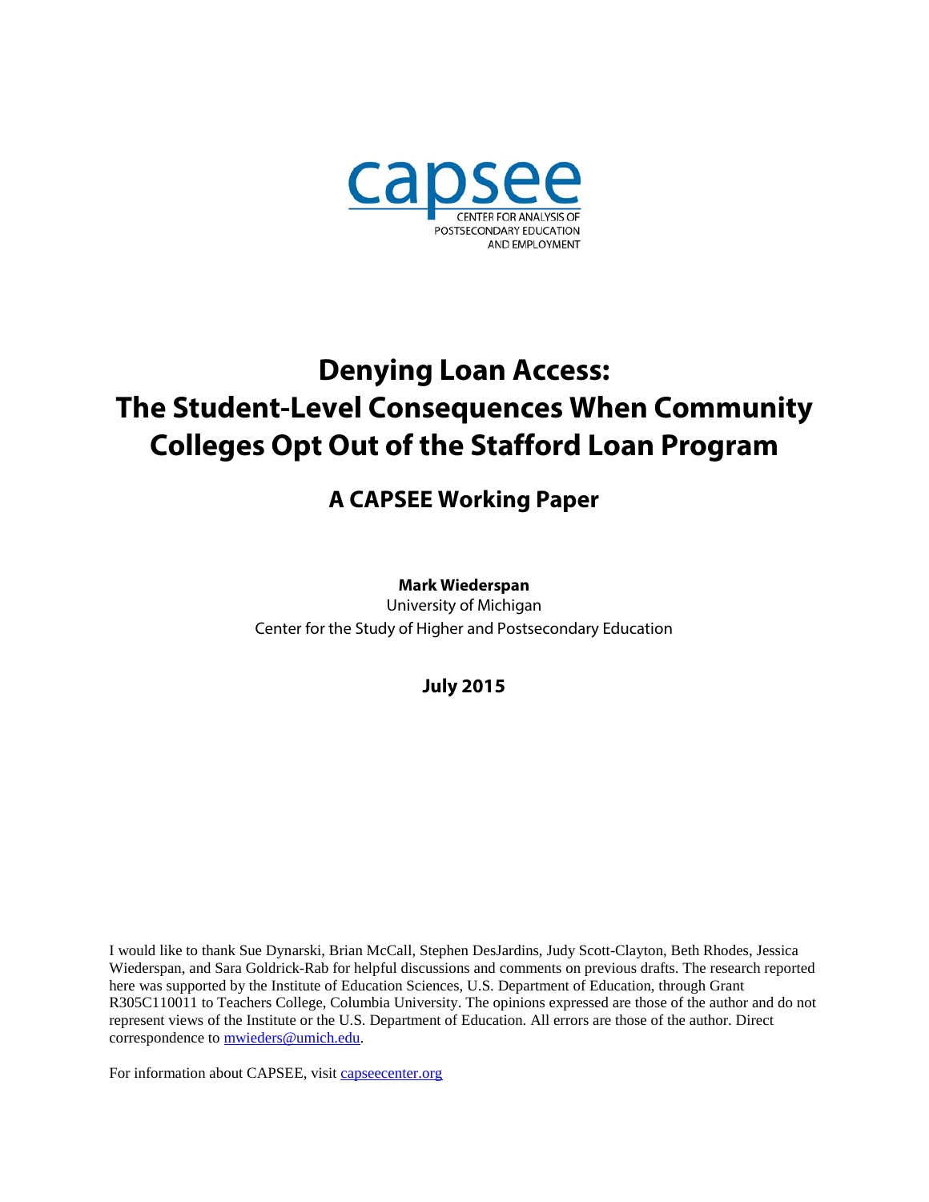capsee

CENTER FOR ANALYSIS OF POSTSECONDARY EDUCATION AND EMPLOYMENT

# Denying Loan Access: The Student-Level Consequences When Community Colleges Opt Out of the Stafford Loan Program

## A CAPSEE Working Paper

**Mark Wiederspan**
University of Michigan
Center for the Study of Higher and Postsecondary Education

**July 2015**

I would like to thank Sue Dynarski, Brian McCall, Stephen DesJardins, Judy Scott-Clayton, Beth Rhodes, Jessica Wiederspan, and Sara Goldrick-Rab for helpful discussions and comments on previous drafts. The research reported here was supported by the Institute of Education Sciences, U.S. Department of Education, through Grant R305C110011 to Teachers College, Columbia University. The opinions expressed are those of the author and do not represent views of the Institute or the U.S. Department of Education. All errors are those of the author. Direct correspondence to mwieders@umich.edu.

For information about CAPSEE, visit capseecenter.org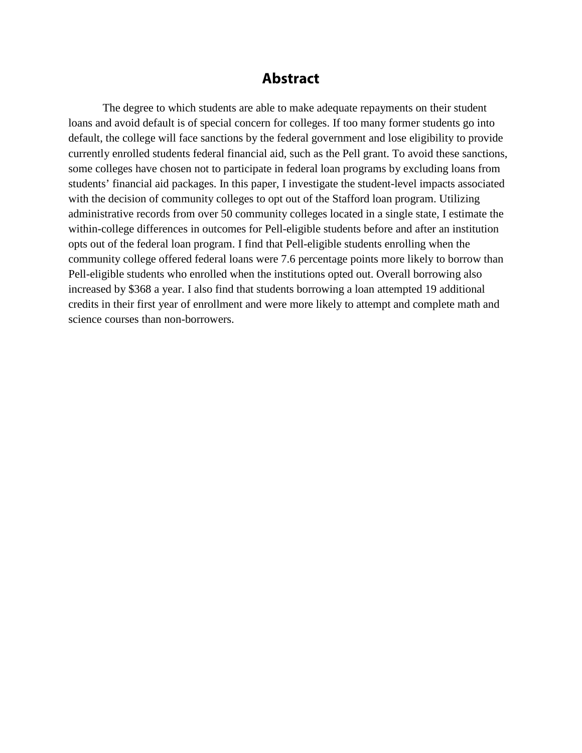# Abstract

The degree to which students are able to make adequate repayments on their student loans and avoid default is of special concern for colleges. If too many former students go into default, the college will face sanctions by the federal government and lose eligibility to provide currently enrolled students federal financial aid, such as the Pell grant. To avoid these sanctions, some colleges have chosen not to participate in federal loan programs by excluding loans from students' financial aid packages. In this paper, I investigate the student-level impacts associated with the decision of community colleges to opt out of the Stafford loan program. Utilizing administrative records from over 50 community colleges located in a single state, I estimate the within-college differences in outcomes for Pell-eligible students before and after an institution opts out of the federal loan program. I find that Pell-eligible students enrolling when the community college offered federal loans were 7.6 percentage points more likely to borrow than Pell-eligible students who enrolled when the institutions opted out. Overall borrowing also increased by $368 a year. I also find that students borrowing a loan attempted 19 additional credits in their first year of enrollment and were more likely to attempt and complete math and science courses than non-borrowers.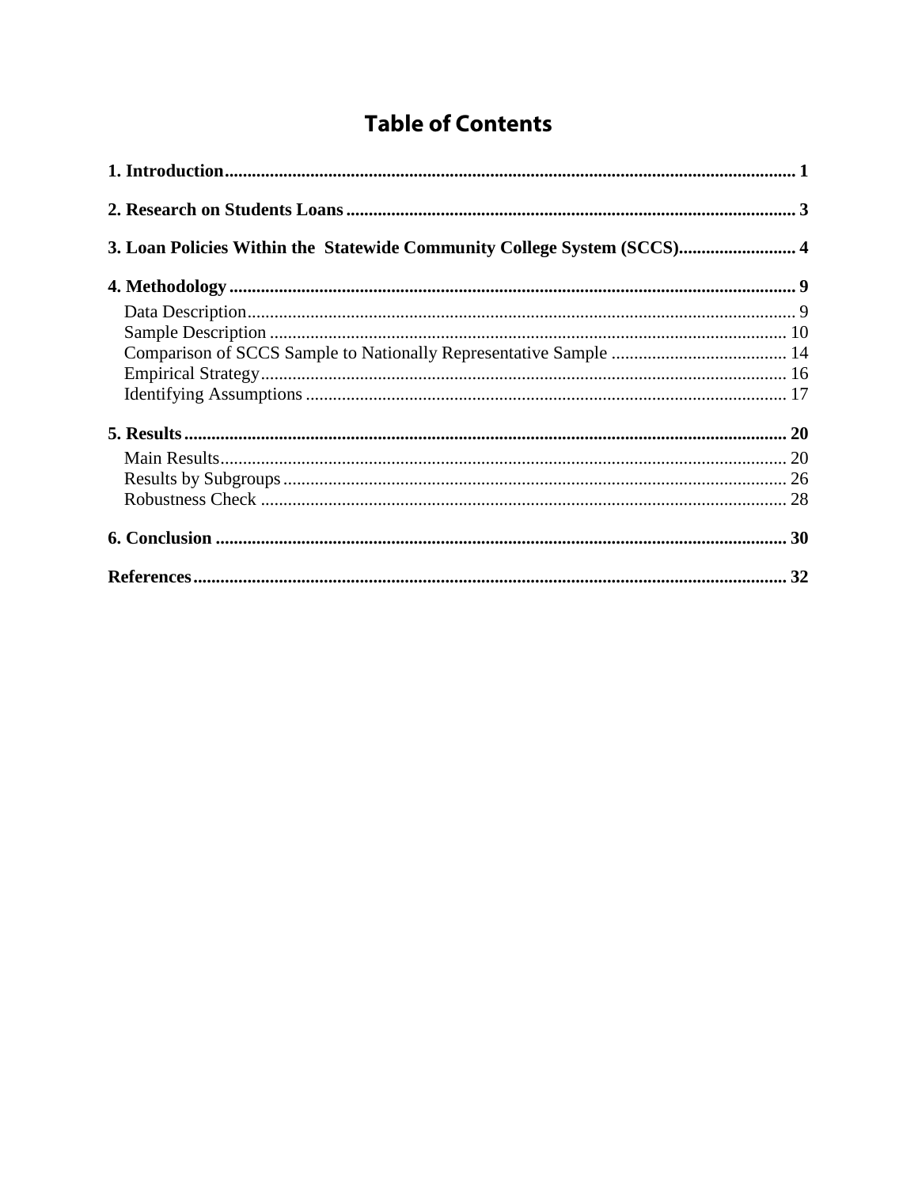# Table of Contents

**1. Introduction** .......... 1

**2. Research on Students Loans** .......... 3

**3. Loan Policies Within the Statewide Community College System (SCCS)** .......... 4

**4. Methodology** .......... 9

- Data Description .......... 9
- Sample Description .......... 10
- Comparison of SCCS Sample to Nationally Representative Sample .......... 14
- Empirical Strategy .......... 16
- Identifying Assumptions .......... 17

**5. Results** .......... 20

- Main Results .......... 20
- Results by Subgroups .......... 26
- Robustness Check .......... 28

**6. Conclusion** .......... 30

**References** .......... 32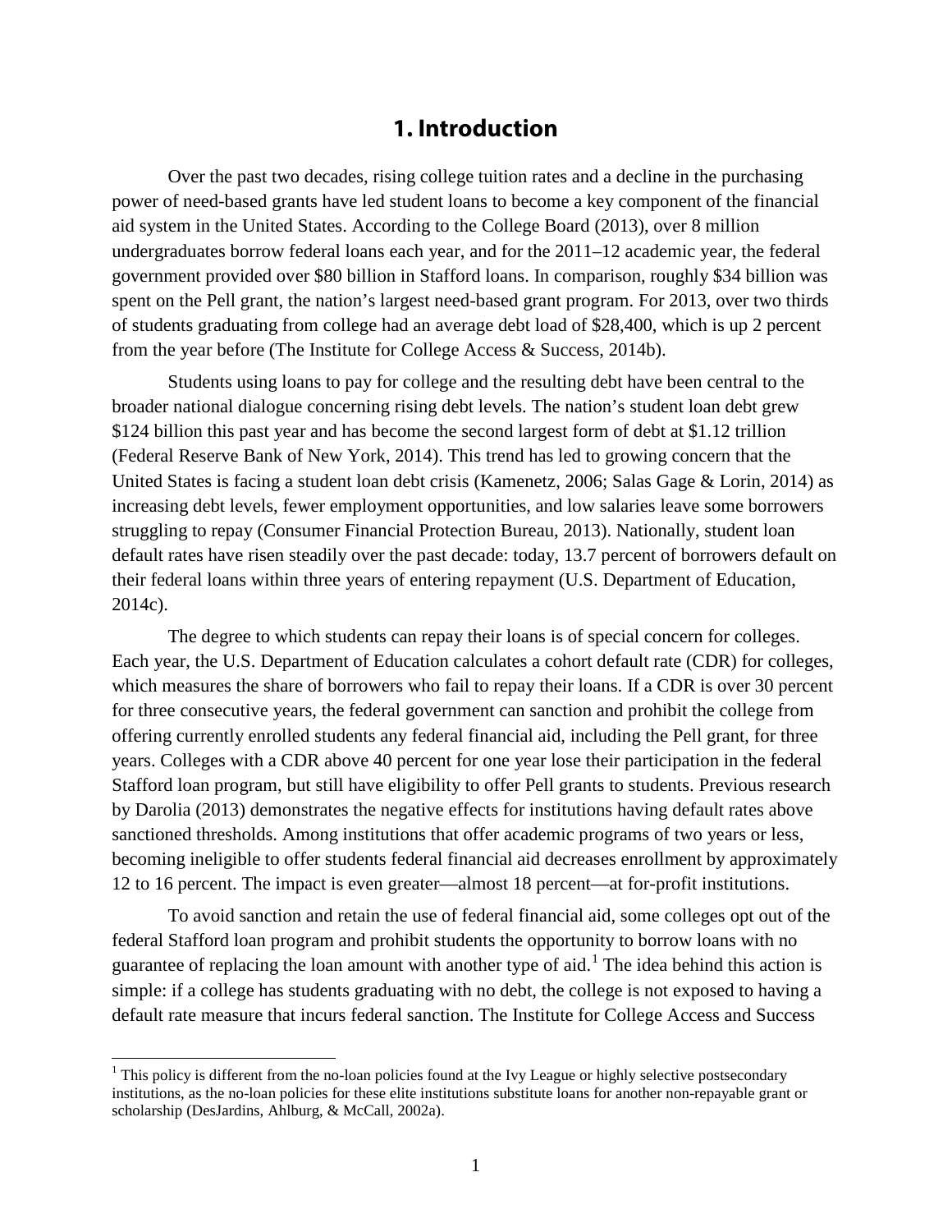# 1. Introduction

Over the past two decades, rising college tuition rates and a decline in the purchasing power of need-based grants have led student loans to become a key component of the financial aid system in the United States. According to the College Board (2013), over 8 million undergraduates borrow federal loans each year, and for the 2011–12 academic year, the federal government provided over $80 billion in Stafford loans. In comparison, roughly $34 billion was spent on the Pell grant, the nation's largest need-based grant program. For 2013, over two thirds of students graduating from college had an average debt load of $28,400, which is up 2 percent from the year before (The Institute for College Access & Success, 2014b).

Students using loans to pay for college and the resulting debt have been central to the broader national dialogue concerning rising debt levels. The nation's student loan debt grew $124 billion this past year and has become the second largest form of debt at $1.12 trillion (Federal Reserve Bank of New York, 2014). This trend has led to growing concern that the United States is facing a student loan debt crisis (Kamenetz, 2006; Salas Gage & Lorin, 2014) as increasing debt levels, fewer employment opportunities, and low salaries leave some borrowers struggling to repay (Consumer Financial Protection Bureau, 2013). Nationally, student loan default rates have risen steadily over the past decade: today, 13.7 percent of borrowers default on their federal loans within three years of entering repayment (U.S. Department of Education, 2014c).

The degree to which students can repay their loans is of special concern for colleges. Each year, the U.S. Department of Education calculates a cohort default rate (CDR) for colleges, which measures the share of borrowers who fail to repay their loans. If a CDR is over 30 percent for three consecutive years, the federal government can sanction and prohibit the college from offering currently enrolled students any federal financial aid, including the Pell grant, for three years. Colleges with a CDR above 40 percent for one year lose their participation in the federal Stafford loan program, but still have eligibility to offer Pell grants to students. Previous research by Darolia (2013) demonstrates the negative effects for institutions having default rates above sanctioned thresholds. Among institutions that offer academic programs of two years or less, becoming ineligible to offer students federal financial aid decreases enrollment by approximately 12 to 16 percent. The impact is even greater—almost 18 percent—at for-profit institutions.

To avoid sanction and retain the use of federal financial aid, some colleges opt out of the federal Stafford loan program and prohibit students the opportunity to borrow loans with no guarantee of replacing the loan amount with another type of aid.[1] The idea behind this action is simple: if a college has students graduating with no debt, the college is not exposed to having a default rate measure that incurs federal sanction. The Institute for College Access and Success

[1] This policy is different from the no-loan policies found at the Ivy League or highly selective postsecondary institutions, as the no-loan policies for these elite institutions substitute loans for another non-repayable grant or scholarship (DesJardins, Ahlburg, & McCall, 2002a).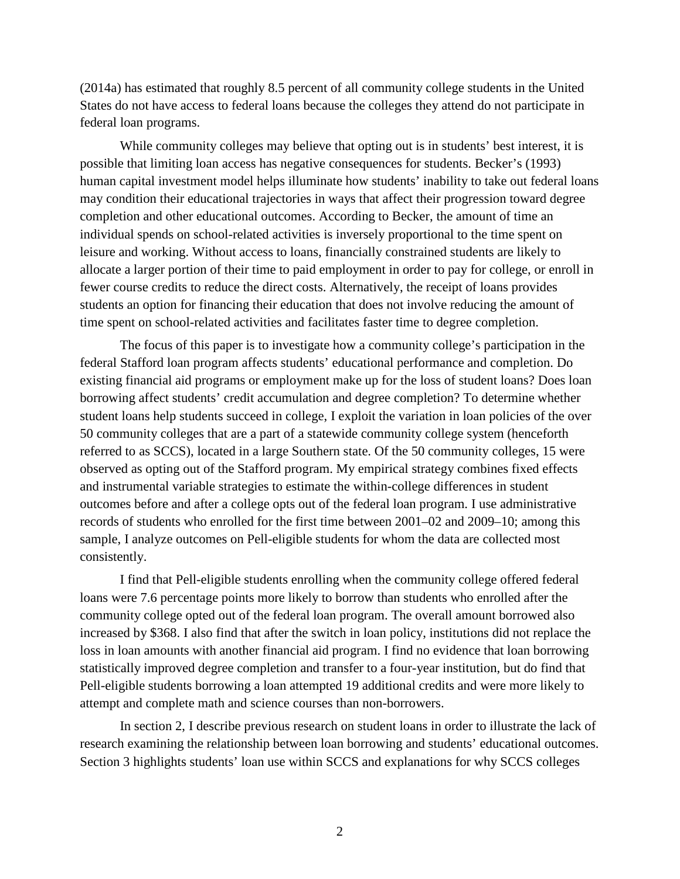(2014a) has estimated that roughly 8.5 percent of all community college students in the United States do not have access to federal loans because the colleges they attend do not participate in federal loan programs.

While community colleges may believe that opting out is in students' best interest, it is possible that limiting loan access has negative consequences for students. Becker's (1993) human capital investment model helps illuminate how students' inability to take out federal loans may condition their educational trajectories in ways that affect their progression toward degree completion and other educational outcomes. According to Becker, the amount of time an individual spends on school-related activities is inversely proportional to the time spent on leisure and working. Without access to loans, financially constrained students are likely to allocate a larger portion of their time to paid employment in order to pay for college, or enroll in fewer course credits to reduce the direct costs. Alternatively, the receipt of loans provides students an option for financing their education that does not involve reducing the amount of time spent on school-related activities and facilitates faster time to degree completion.

The focus of this paper is to investigate how a community college's participation in the federal Stafford loan program affects students' educational performance and completion. Do existing financial aid programs or employment make up for the loss of student loans? Does loan borrowing affect students' credit accumulation and degree completion? To determine whether student loans help students succeed in college, I exploit the variation in loan policies of the over 50 community colleges that are a part of a statewide community college system (henceforth referred to as SCCS), located in a large Southern state. Of the 50 community colleges, 15 were observed as opting out of the Stafford program. My empirical strategy combines fixed effects and instrumental variable strategies to estimate the within-college differences in student outcomes before and after a college opts out of the federal loan program. I use administrative records of students who enrolled for the first time between 2001–02 and 2009–10; among this sample, I analyze outcomes on Pell-eligible students for whom the data are collected most consistently.

I find that Pell-eligible students enrolling when the community college offered federal loans were 7.6 percentage points more likely to borrow than students who enrolled after the community college opted out of the federal loan program. The overall amount borrowed also increased by $368. I also find that after the switch in loan policy, institutions did not replace the loss in loan amounts with another financial aid program. I find no evidence that loan borrowing statistically improved degree completion and transfer to a four-year institution, but do find that Pell-eligible students borrowing a loan attempted 19 additional credits and were more likely to attempt and complete math and science courses than non-borrowers.

In section 2, I describe previous research on student loans in order to illustrate the lack of research examining the relationship between loan borrowing and students' educational outcomes. Section 3 highlights students' loan use within SCCS and explanations for why SCCS colleges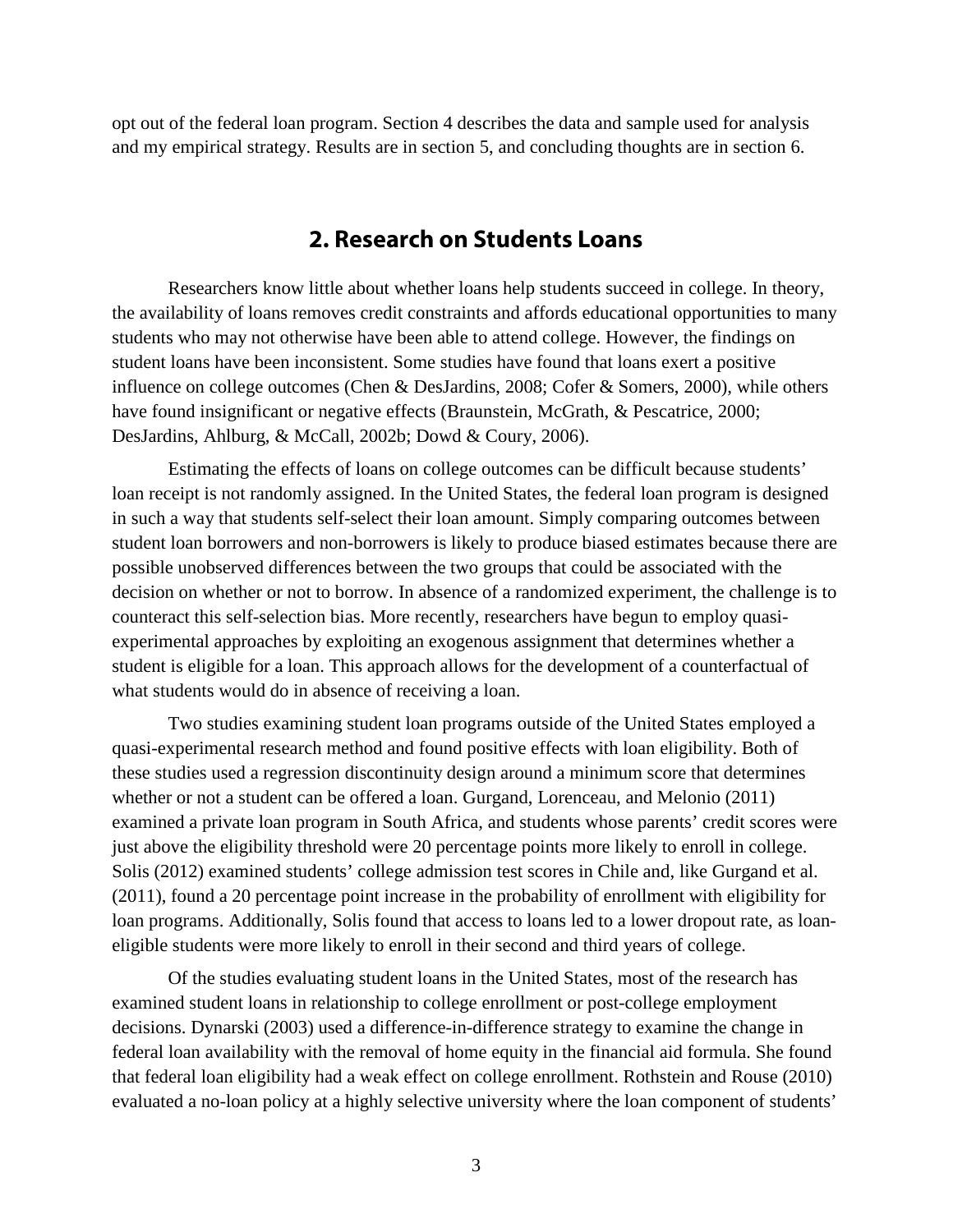opt out of the federal loan program. Section 4 describes the data and sample used for analysis and my empirical strategy. Results are in section 5, and concluding thoughts are in section 6.

## 2. Research on Students Loans

Researchers know little about whether loans help students succeed in college. In theory, the availability of loans removes credit constraints and affords educational opportunities to many students who may not otherwise have been able to attend college. However, the findings on student loans have been inconsistent. Some studies have found that loans exert a positive influence on college outcomes (Chen & DesJardins, 2008; Cofer & Somers, 2000), while others have found insignificant or negative effects (Braunstein, McGrath, & Pescatrice, 2000; DesJardins, Ahlburg, & McCall, 2002b; Dowd & Coury, 2006).

Estimating the effects of loans on college outcomes can be difficult because students' loan receipt is not randomly assigned. In the United States, the federal loan program is designed in such a way that students self-select their loan amount. Simply comparing outcomes between student loan borrowers and non-borrowers is likely to produce biased estimates because there are possible unobserved differences between the two groups that could be associated with the decision on whether or not to borrow. In absence of a randomized experiment, the challenge is to counteract this self-selection bias. More recently, researchers have begun to employ quasi-experimental approaches by exploiting an exogenous assignment that determines whether a student is eligible for a loan. This approach allows for the development of a counterfactual of what students would do in absence of receiving a loan.

Two studies examining student loan programs outside of the United States employed a quasi-experimental research method and found positive effects with loan eligibility. Both of these studies used a regression discontinuity design around a minimum score that determines whether or not a student can be offered a loan. Gurgand, Lorenceau, and Melonio (2011) examined a private loan program in South Africa, and students whose parents' credit scores were just above the eligibility threshold were 20 percentage points more likely to enroll in college. Solis (2012) examined students' college admission test scores in Chile and, like Gurgand et al. (2011), found a 20 percentage point increase in the probability of enrollment with eligibility for loan programs. Additionally, Solis found that access to loans led to a lower dropout rate, as loan-eligible students were more likely to enroll in their second and third years of college.

Of the studies evaluating student loans in the United States, most of the research has examined student loans in relationship to college enrollment or post-college employment decisions. Dynarski (2003) used a difference-in-difference strategy to examine the change in federal loan availability with the removal of home equity in the financial aid formula. She found that federal loan eligibility had a weak effect on college enrollment. Rothstein and Rouse (2010) evaluated a no-loan policy at a highly selective university where the loan component of students'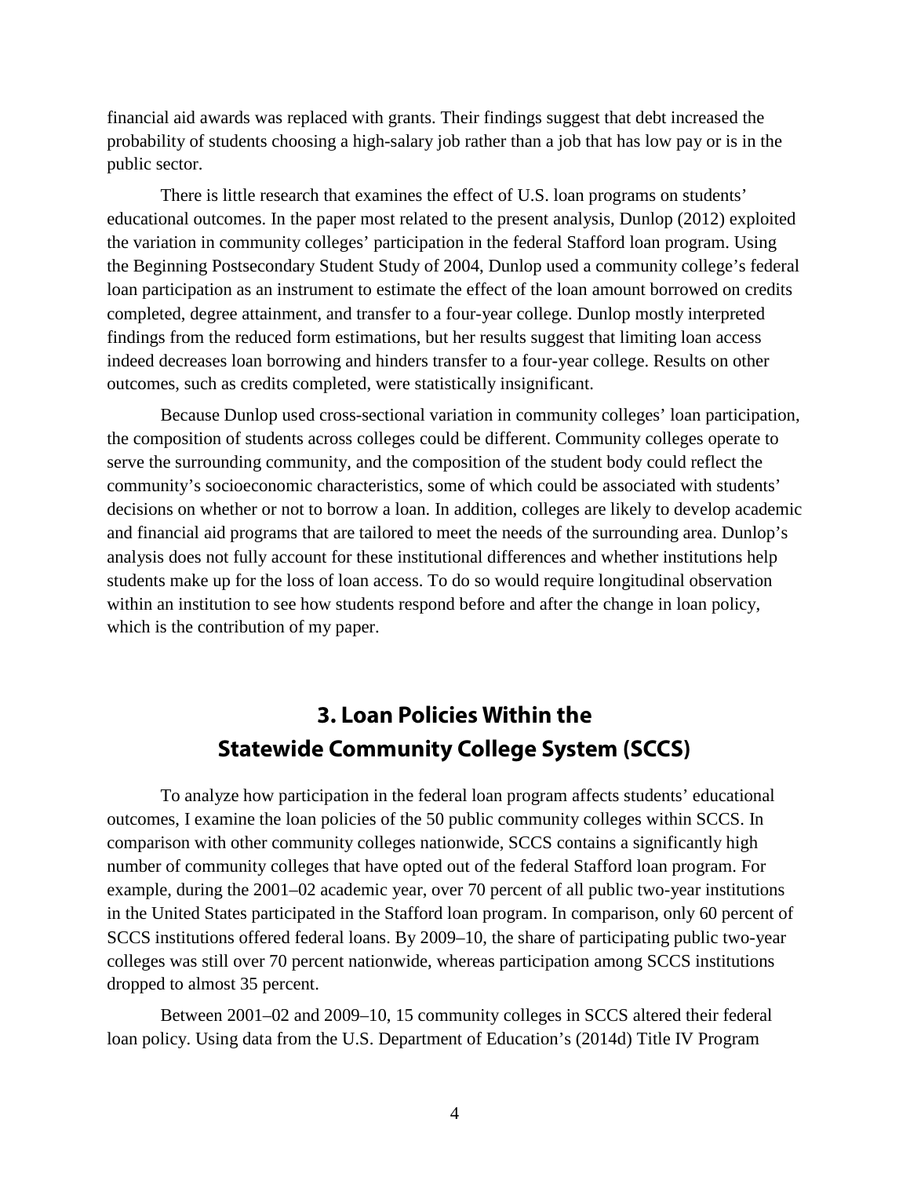financial aid awards was replaced with grants. Their findings suggest that debt increased the probability of students choosing a high-salary job rather than a job that has low pay or is in the public sector.

There is little research that examines the effect of U.S. loan programs on students' educational outcomes. In the paper most related to the present analysis, Dunlop (2012) exploited the variation in community colleges' participation in the federal Stafford loan program. Using the Beginning Postsecondary Student Study of 2004, Dunlop used a community college's federal loan participation as an instrument to estimate the effect of the loan amount borrowed on credits completed, degree attainment, and transfer to a four-year college. Dunlop mostly interpreted findings from the reduced form estimations, but her results suggest that limiting loan access indeed decreases loan borrowing and hinders transfer to a four-year college. Results on other outcomes, such as credits completed, were statistically insignificant.

Because Dunlop used cross-sectional variation in community colleges' loan participation, the composition of students across colleges could be different. Community colleges operate to serve the surrounding community, and the composition of the student body could reflect the community's socioeconomic characteristics, some of which could be associated with students' decisions on whether or not to borrow a loan. In addition, colleges are likely to develop academic and financial aid programs that are tailored to meet the needs of the surrounding area. Dunlop's analysis does not fully account for these institutional differences and whether institutions help students make up for the loss of loan access. To do so would require longitudinal observation within an institution to see how students respond before and after the change in loan policy, which is the contribution of my paper.

## 3. Loan Policies Within the Statewide Community College System (SCCS)

To analyze how participation in the federal loan program affects students' educational outcomes, I examine the loan policies of the 50 public community colleges within SCCS. In comparison with other community colleges nationwide, SCCS contains a significantly high number of community colleges that have opted out of the federal Stafford loan program. For example, during the 2001–02 academic year, over 70 percent of all public two-year institutions in the United States participated in the Stafford loan program. In comparison, only 60 percent of SCCS institutions offered federal loans. By 2009–10, the share of participating public two-year colleges was still over 70 percent nationwide, whereas participation among SCCS institutions dropped to almost 35 percent.

Between 2001–02 and 2009–10, 15 community colleges in SCCS altered their federal loan policy. Using data from the U.S. Department of Education's (2014d) Title IV Program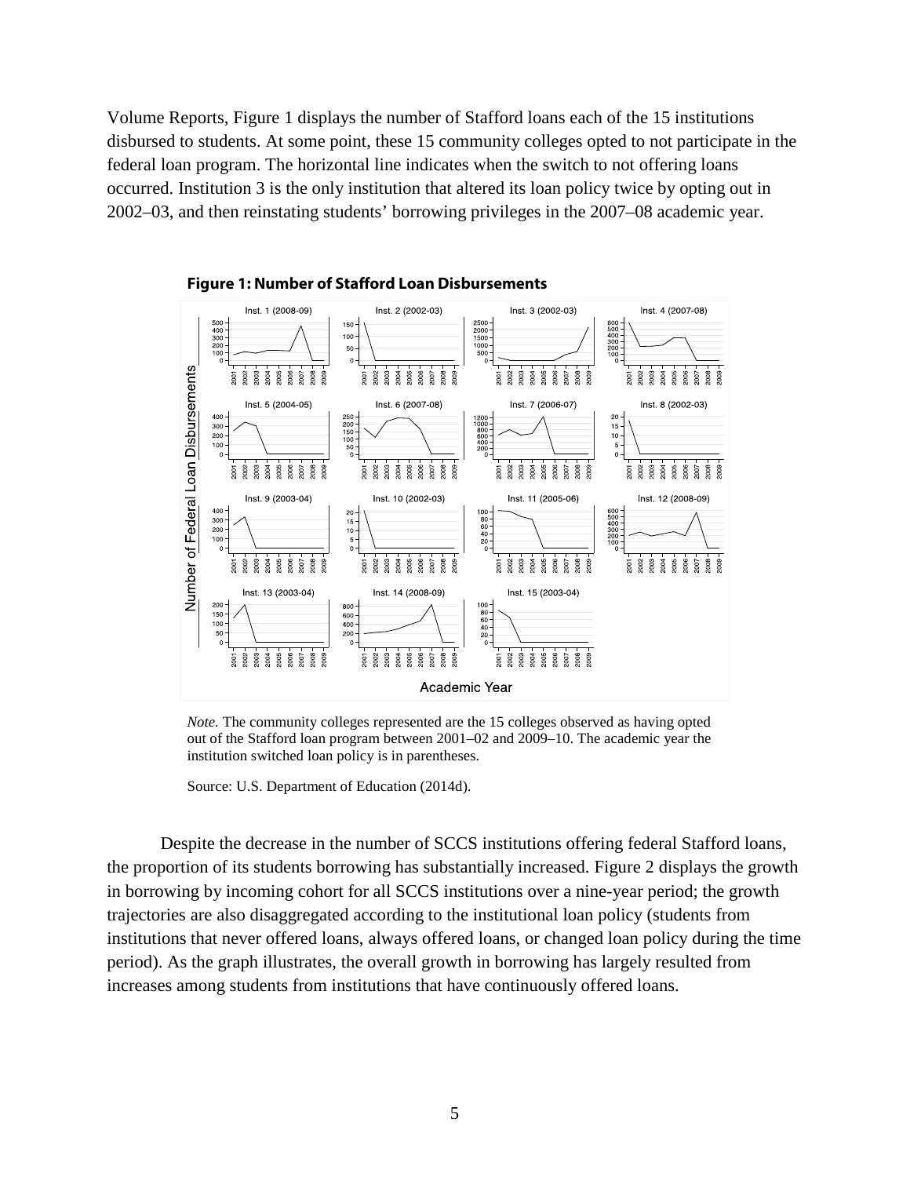Volume Reports, Figure 1 displays the number of Stafford loans each of the 15 institutions disbursed to students. At some point, these 15 community colleges opted to not participate in the federal loan program. The horizontal line indicates when the switch to not offering loans occurred. Institution 3 is the only institution that altered its loan policy twice by opting out in 2002–03, and then reinstating students' borrowing privileges in the 2007–08 academic year.

**Figure 1: Number of Stafford Loan Disbursements**

*Note.* The community colleges represented are the 15 colleges observed as having opted out of the Stafford loan program between 2001–02 and 2009–10. The academic year the institution switched loan policy is in parentheses.

Source: U.S. Department of Education (2014d).

Despite the decrease in the number of SCCS institutions offering federal Stafford loans, the proportion of its students borrowing has substantially increased. Figure 2 displays the growth in borrowing by incoming cohort for all SCCS institutions over a nine-year period; the growth trajectories are also disaggregated according to the institutional loan policy (students from institutions that never offered loans, always offered loans, or changed loan policy during the time period). As the graph illustrates, the overall growth in borrowing has largely resulted from increases among students from institutions that have continuously offered loans.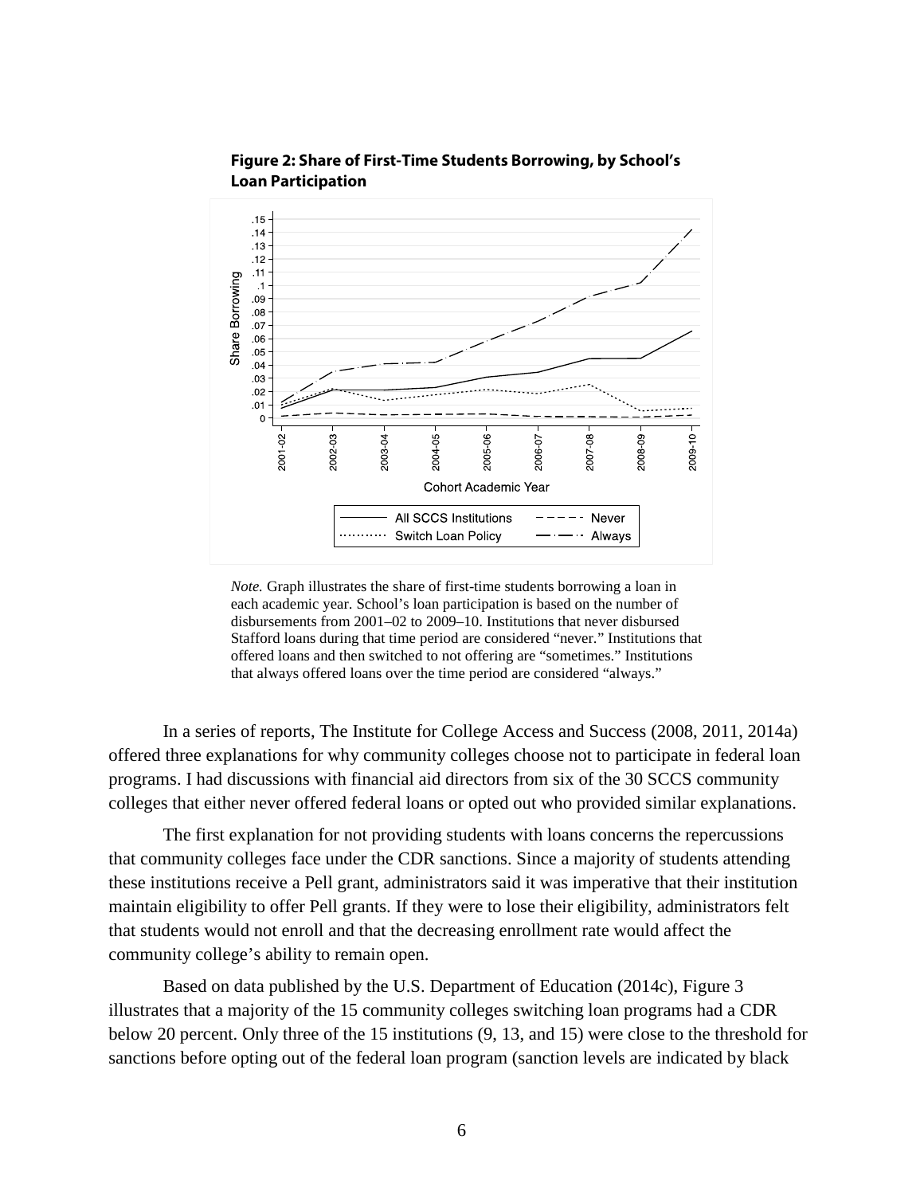**Figure 2: Share of First-Time Students Borrowing, by School's Loan Participation**

*Note.* Graph illustrates the share of first-time students borrowing a loan in each academic year. School's loan participation is based on the number of disbursements from 2001–02 to 2009–10. Institutions that never disbursed Stafford loans during that time period are considered "never." Institutions that offered loans and then switched to not offering are "sometimes." Institutions that always offered loans over the time period are considered "always."

In a series of reports, The Institute for College Access and Success (2008, 2011, 2014a) offered three explanations for why community colleges choose not to participate in federal loan programs. I had discussions with financial aid directors from six of the 30 SCCS community colleges that either never offered federal loans or opted out who provided similar explanations.

The first explanation for not providing students with loans concerns the repercussions that community colleges face under the CDR sanctions. Since a majority of students attending these institutions receive a Pell grant, administrators said it was imperative that their institution maintain eligibility to offer Pell grants. If they were to lose their eligibility, administrators felt that students would not enroll and that the decreasing enrollment rate would affect the community college's ability to remain open.

Based on data published by the U.S. Department of Education (2014c), Figure 3 illustrates that a majority of the 15 community colleges switching loan programs had a CDR below 20 percent. Only three of the 15 institutions (9, 13, and 15) were close to the threshold for sanctions before opting out of the federal loan program (sanction levels are indicated by black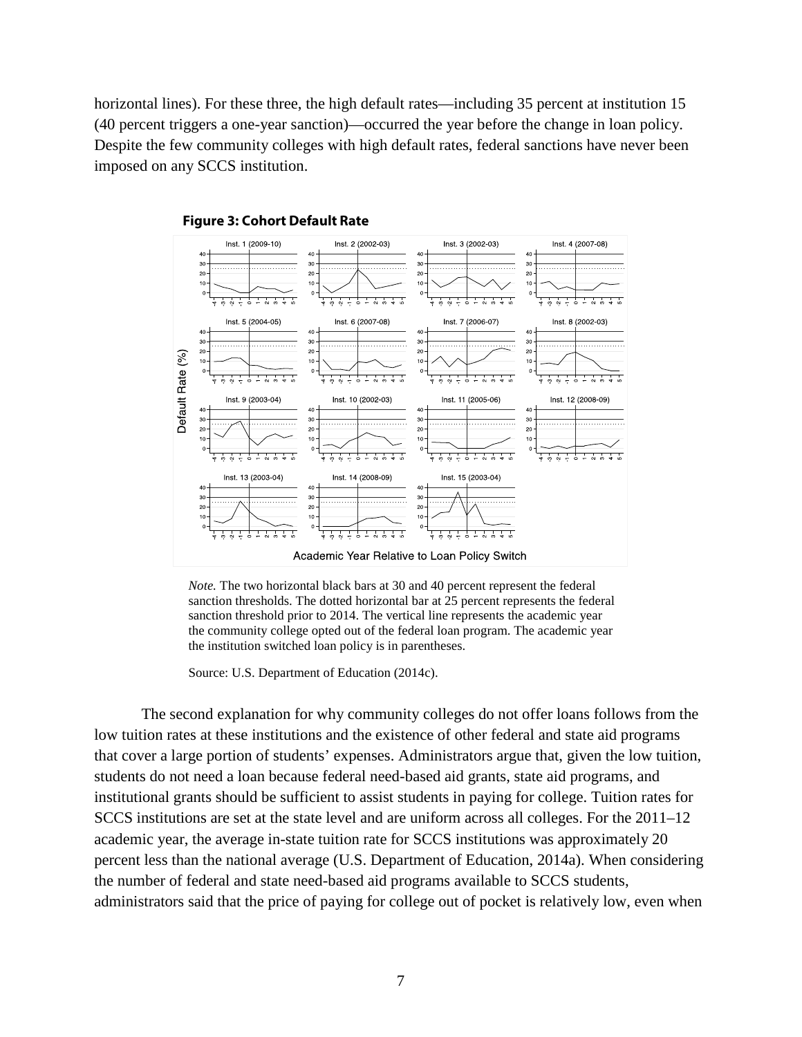horizontal lines). For these three, the high default rates—including 35 percent at institution 15 (40 percent triggers a one-year sanction)—occurred the year before the change in loan policy. Despite the few community colleges with high default rates, federal sanctions have never been imposed on any SCCS institution.

**Figure 3: Cohort Default Rate**

*Note.* The two horizontal black bars at 30 and 40 percent represent the federal sanction thresholds. The dotted horizontal bar at 25 percent represents the federal sanction threshold prior to 2014. The vertical line represents the academic year the community college opted out of the federal loan program. The academic year the institution switched loan policy is in parentheses.

Source: U.S. Department of Education (2014c).

The second explanation for why community colleges do not offer loans follows from the low tuition rates at these institutions and the existence of other federal and state aid programs that cover a large portion of students' expenses. Administrators argue that, given the low tuition, students do not need a loan because federal need-based aid grants, state aid programs, and institutional grants should be sufficient to assist students in paying for college. Tuition rates for SCCS institutions are set at the state level and are uniform across all colleges. For the 2011–12 academic year, the average in-state tuition rate for SCCS institutions was approximately 20 percent less than the national average (U.S. Department of Education, 2014a). When considering the number of federal and state need-based aid programs available to SCCS students, administrators said that the price of paying for college out of pocket is relatively low, even when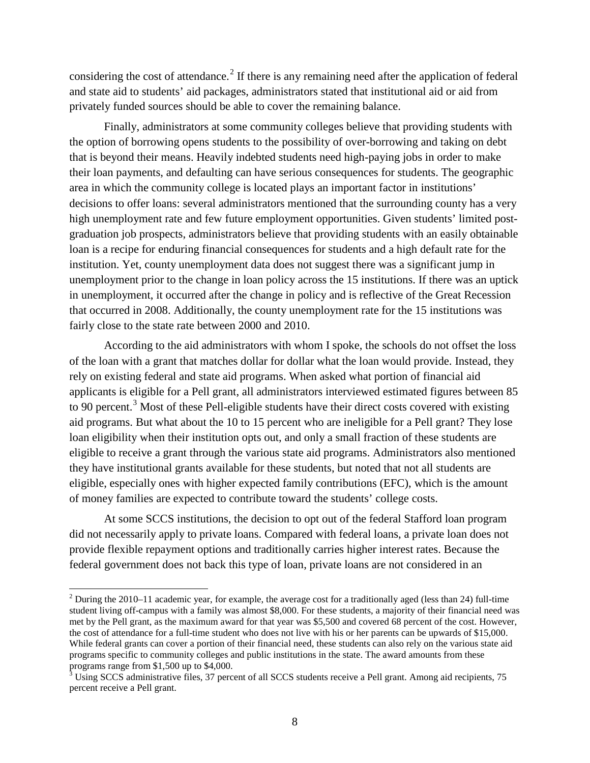considering the cost of attendance.[2] If there is any remaining need after the application of federal and state aid to students' aid packages, administrators stated that institutional aid or aid from privately funded sources should be able to cover the remaining balance.

Finally, administrators at some community colleges believe that providing students with the option of borrowing opens students to the possibility of over-borrowing and taking on debt that is beyond their means. Heavily indebted students need high-paying jobs in order to make their loan payments, and defaulting can have serious consequences for students. The geographic area in which the community college is located plays an important factor in institutions' decisions to offer loans: several administrators mentioned that the surrounding county has a very high unemployment rate and few future employment opportunities. Given students' limited post-graduation job prospects, administrators believe that providing students with an easily obtainable loan is a recipe for enduring financial consequences for students and a high default rate for the institution. Yet, county unemployment data does not suggest there was a significant jump in unemployment prior to the change in loan policy across the 15 institutions. If there was an uptick in unemployment, it occurred after the change in policy and is reflective of the Great Recession that occurred in 2008. Additionally, the county unemployment rate for the 15 institutions was fairly close to the state rate between 2000 and 2010.

According to the aid administrators with whom I spoke, the schools do not offset the loss of the loan with a grant that matches dollar for dollar what the loan would provide. Instead, they rely on existing federal and state aid programs. When asked what portion of financial aid applicants is eligible for a Pell grant, all administrators interviewed estimated figures between 85 to 90 percent.[3] Most of these Pell-eligible students have their direct costs covered with existing aid programs. But what about the 10 to 15 percent who are ineligible for a Pell grant? They lose loan eligibility when their institution opts out, and only a small fraction of these students are eligible to receive a grant through the various state aid programs. Administrators also mentioned they have institutional grants available for these students, but noted that not all students are eligible, especially ones with higher expected family contributions (EFC), which is the amount of money families are expected to contribute toward the students' college costs.

At some SCCS institutions, the decision to opt out of the federal Stafford loan program did not necessarily apply to private loans. Compared with federal loans, a private loan does not provide flexible repayment options and traditionally carries higher interest rates. Because the federal government does not back this type of loan, private loans are not considered in an

---

[2] During the 2010–11 academic year, for example, the average cost for a traditionally aged (less than 24) full-time student living off-campus with a family was almost $8,000. For these students, a majority of their financial need was met by the Pell grant, as the maximum award for that year was $5,500 and covered 68 percent of the cost. However, the cost of attendance for a full-time student who does not live with his or her parents can be upwards of $15,000. While federal grants can cover a portion of their financial need, these students can also rely on the various state aid programs specific to community colleges and public institutions in the state. The award amounts from these programs range from $1,500 up to $4,000.

[3] Using SCCS administrative files, 37 percent of all SCCS students receive a Pell grant. Among aid recipients, 75 percent receive a Pell grant.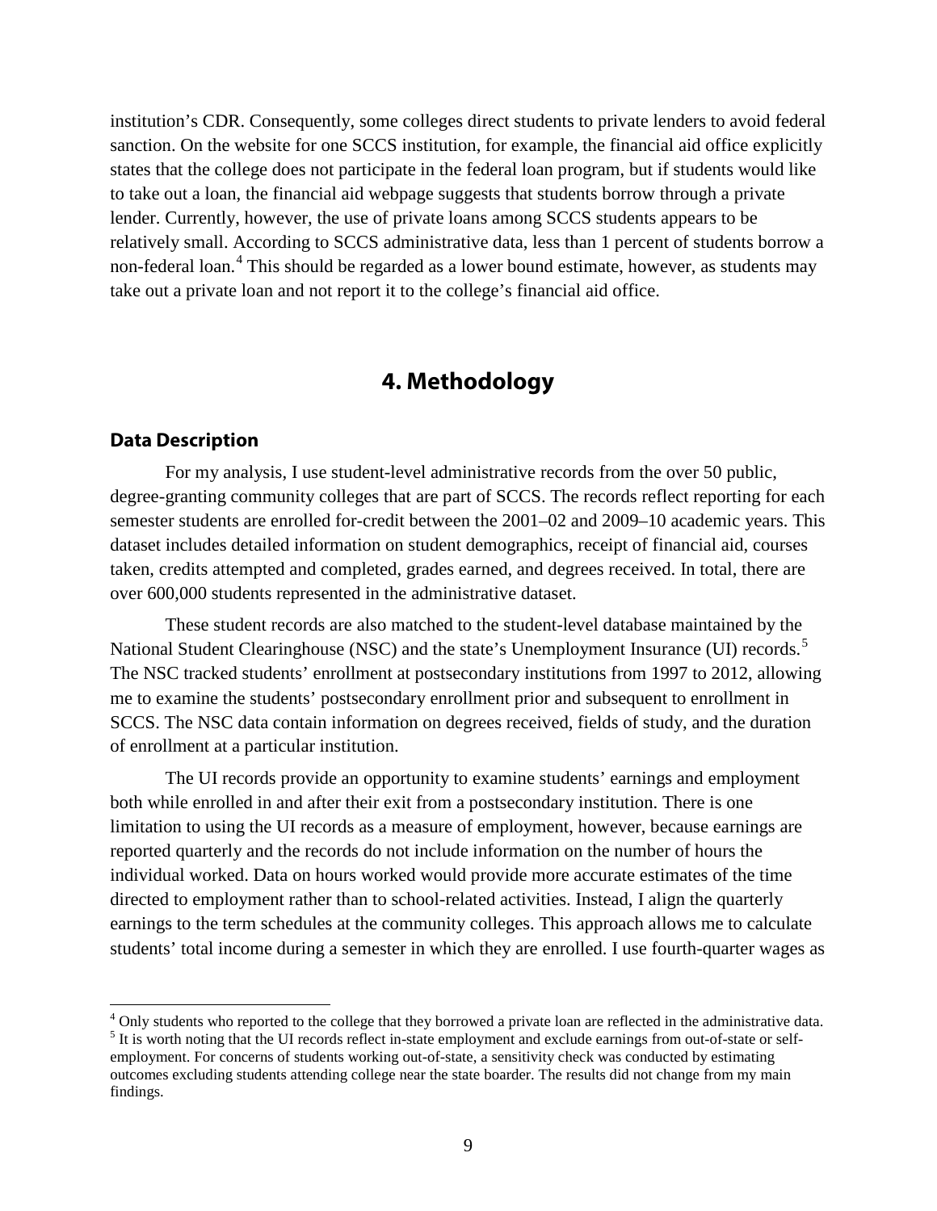institution's CDR. Consequently, some colleges direct students to private lenders to avoid federal sanction. On the website for one SCCS institution, for example, the financial aid office explicitly states that the college does not participate in the federal loan program, but if students would like to take out a loan, the financial aid webpage suggests that students borrow through a private lender. Currently, however, the use of private loans among SCCS students appears to be relatively small. According to SCCS administrative data, less than 1 percent of students borrow a non-federal loan.[4] This should be regarded as a lower bound estimate, however, as students may take out a private loan and not report it to the college's financial aid office.

# 4. Methodology

## Data Description

For my analysis, I use student-level administrative records from the over 50 public, degree-granting community colleges that are part of SCCS. The records reflect reporting for each semester students are enrolled for-credit between the 2001–02 and 2009–10 academic years. This dataset includes detailed information on student demographics, receipt of financial aid, courses taken, credits attempted and completed, grades earned, and degrees received. In total, there are over 600,000 students represented in the administrative dataset.

These student records are also matched to the student-level database maintained by the National Student Clearinghouse (NSC) and the state's Unemployment Insurance (UI) records.[5] The NSC tracked students' enrollment at postsecondary institutions from 1997 to 2012, allowing me to examine the students' postsecondary enrollment prior and subsequent to enrollment in SCCS. The NSC data contain information on degrees received, fields of study, and the duration of enrollment at a particular institution.

The UI records provide an opportunity to examine students' earnings and employment both while enrolled in and after their exit from a postsecondary institution. There is one limitation to using the UI records as a measure of employment, however, because earnings are reported quarterly and the records do not include information on the number of hours the individual worked. Data on hours worked would provide more accurate estimates of the time directed to employment rather than to school-related activities. Instead, I align the quarterly earnings to the term schedules at the community colleges. This approach allows me to calculate students' total income during a semester in which they are enrolled. I use fourth-quarter wages as

[4] Only students who reported to the college that they borrowed a private loan are reflected in the administrative data.

[5] It is worth noting that the UI records reflect in-state employment and exclude earnings from out-of-state or self-employment. For concerns of students working out-of-state, a sensitivity check was conducted by estimating outcomes excluding students attending college near the state boarder. The results did not change from my main findings.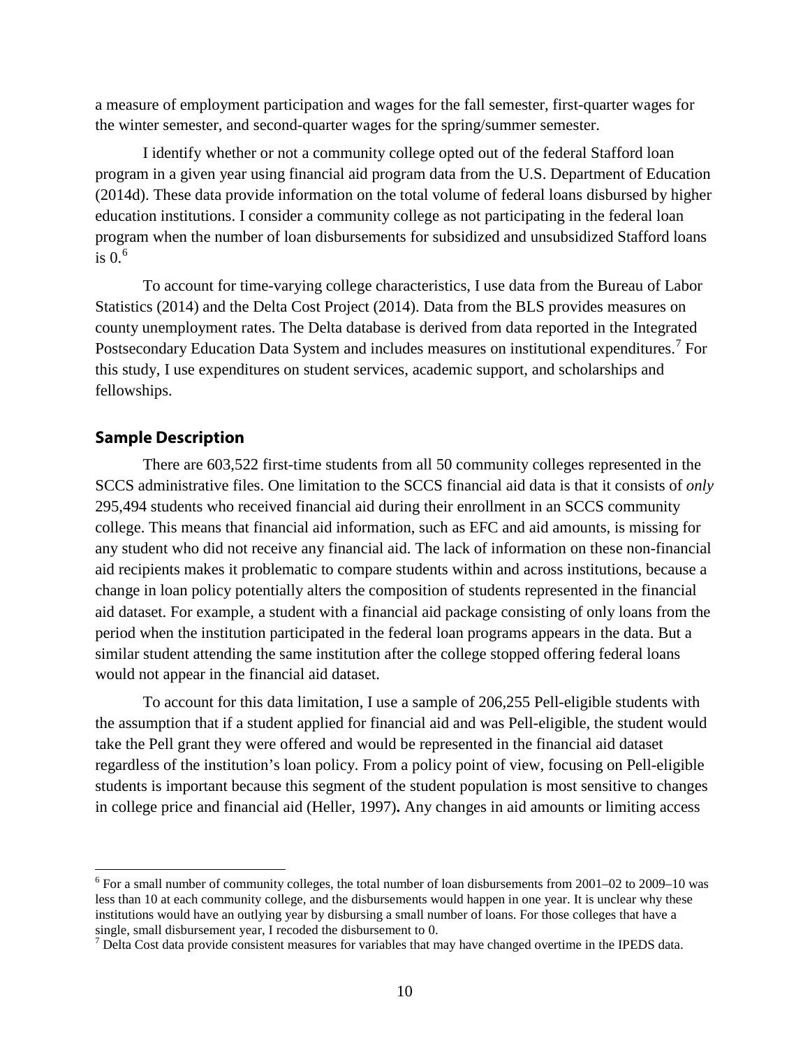a measure of employment participation and wages for the fall semester, first-quarter wages for the winter semester, and second-quarter wages for the spring/summer semester.

I identify whether or not a community college opted out of the federal Stafford loan program in a given year using financial aid program data from the U.S. Department of Education (2014d). These data provide information on the total volume of federal loans disbursed by higher education institutions. I consider a community college as not participating in the federal loan program when the number of loan disbursements for subsidized and unsubsidized Stafford loans is 0.[6]

To account for time-varying college characteristics, I use data from the Bureau of Labor Statistics (2014) and the Delta Cost Project (2014). Data from the BLS provides measures on county unemployment rates. The Delta database is derived from data reported in the Integrated Postsecondary Education Data System and includes measures on institutional expenditures.[7] For this study, I use expenditures on student services, academic support, and scholarships and fellowships.

## Sample Description

There are 603,522 first-time students from all 50 community colleges represented in the SCCS administrative files. One limitation to the SCCS financial aid data is that it consists of *only* 295,494 students who received financial aid during their enrollment in an SCCS community college. This means that financial aid information, such as EFC and aid amounts, is missing for any student who did not receive any financial aid. The lack of information on these non-financial aid recipients makes it problematic to compare students within and across institutions, because a change in loan policy potentially alters the composition of students represented in the financial aid dataset. For example, a student with a financial aid package consisting of only loans from the period when the institution participated in the federal loan programs appears in the data. But a similar student attending the same institution after the college stopped offering federal loans would not appear in the financial aid dataset.

To account for this data limitation, I use a sample of 206,255 Pell-eligible students with the assumption that if a student applied for financial aid and was Pell-eligible, the student would take the Pell grant they were offered and would be represented in the financial aid dataset regardless of the institution's loan policy. From a policy point of view, focusing on Pell-eligible students is important because this segment of the student population is most sensitive to changes in college price and financial aid (Heller, 1997)**.** Any changes in aid amounts or limiting access

---

[6] For a small number of community colleges, the total number of loan disbursements from 2001–02 to 2009–10 was less than 10 at each community college, and the disbursements would happen in one year. It is unclear why these institutions would have an outlying year by disbursing a small number of loans. For those colleges that have a single, small disbursement year, I recoded the disbursement to 0.

[7] Delta Cost data provide consistent measures for variables that may have changed overtime in the IPEDS data.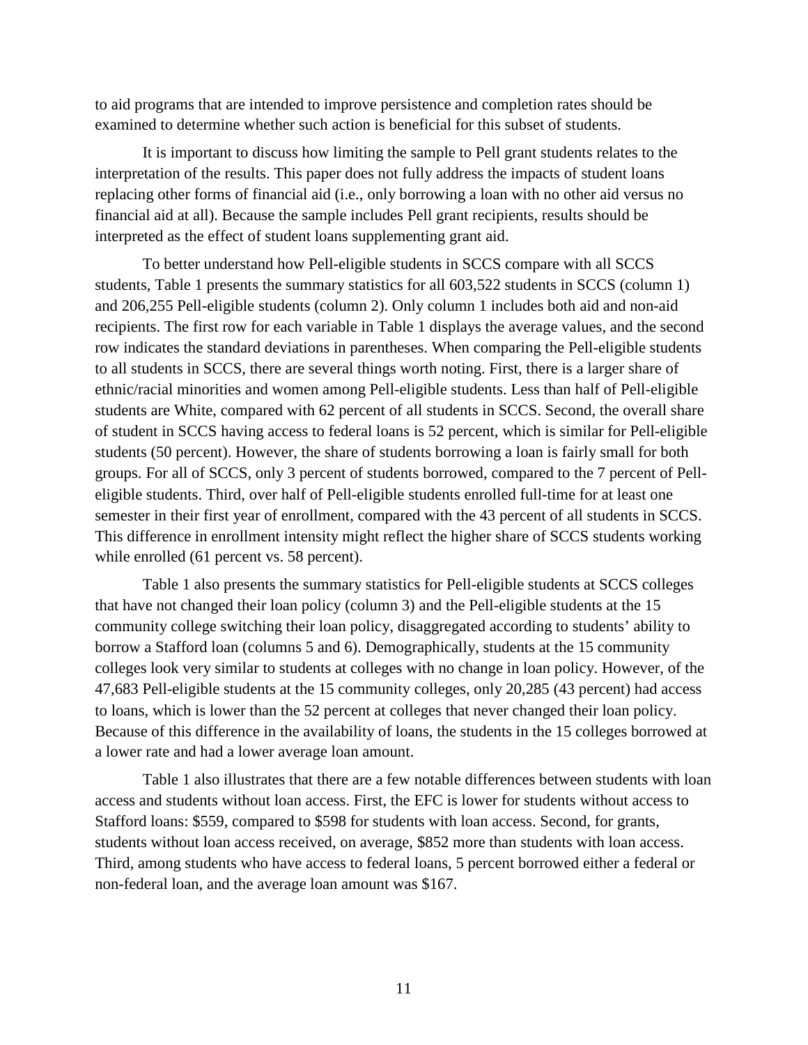to aid programs that are intended to improve persistence and completion rates should be examined to determine whether such action is beneficial for this subset of students.

It is important to discuss how limiting the sample to Pell grant students relates to the interpretation of the results. This paper does not fully address the impacts of student loans replacing other forms of financial aid (i.e., only borrowing a loan with no other aid versus no financial aid at all). Because the sample includes Pell grant recipients, results should be interpreted as the effect of student loans supplementing grant aid.

To better understand how Pell-eligible students in SCCS compare with all SCCS students, Table 1 presents the summary statistics for all 603,522 students in SCCS (column 1) and 206,255 Pell-eligible students (column 2). Only column 1 includes both aid and non-aid recipients. The first row for each variable in Table 1 displays the average values, and the second row indicates the standard deviations in parentheses. When comparing the Pell-eligible students to all students in SCCS, there are several things worth noting. First, there is a larger share of ethnic/racial minorities and women among Pell-eligible students. Less than half of Pell-eligible students are White, compared with 62 percent of all students in SCCS. Second, the overall share of student in SCCS having access to federal loans is 52 percent, which is similar for Pell-eligible students (50 percent). However, the share of students borrowing a loan is fairly small for both groups. For all of SCCS, only 3 percent of students borrowed, compared to the 7 percent of Pell-eligible students. Third, over half of Pell-eligible students enrolled full-time for at least one semester in their first year of enrollment, compared with the 43 percent of all students in SCCS. This difference in enrollment intensity might reflect the higher share of SCCS students working while enrolled (61 percent vs. 58 percent).

Table 1 also presents the summary statistics for Pell-eligible students at SCCS colleges that have not changed their loan policy (column 3) and the Pell-eligible students at the 15 community college switching their loan policy, disaggregated according to students' ability to borrow a Stafford loan (columns 5 and 6). Demographically, students at the 15 community colleges look very similar to students at colleges with no change in loan policy. However, of the 47,683 Pell-eligible students at the 15 community colleges, only 20,285 (43 percent) had access to loans, which is lower than the 52 percent at colleges that never changed their loan policy. Because of this difference in the availability of loans, the students in the 15 colleges borrowed at a lower rate and had a lower average loan amount.

Table 1 also illustrates that there are a few notable differences between students with loan access and students without loan access. First, the EFC is lower for students without access to Stafford loans: $559, compared to $598 for students with loan access. Second, for grants, students without loan access received, on average, $852 more than students with loan access. Third, among students who have access to federal loans, 5 percent borrowed either a federal or non-federal loan, and the average loan amount was $167.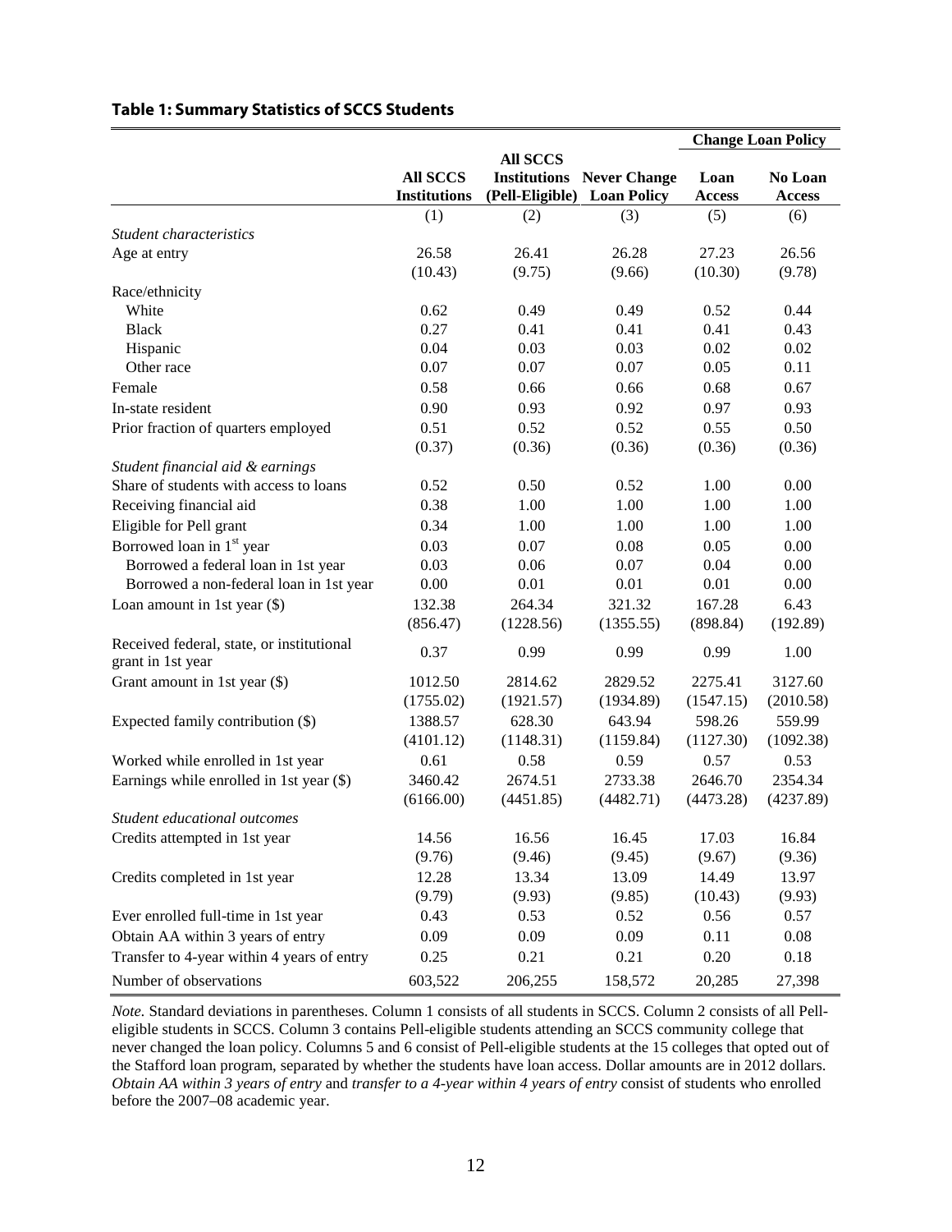### Table 1: Summary Statistics of SCCS Students

| | | | | Change Loan Policy | |
|---|---|---|---|---|---|
| | All SCCS Institutions | All SCCS Institutions (Pell-Eligible) | Never Change Loan Policy | Loan Access | No Loan Access |
| | (1) | (2) | (3) | (5) | (6) |
| *Student characteristics* | | | | | |
| Age at entry | 26.58 | 26.41 | 26.28 | 27.23 | 26.56 |
| | (10.43) | (9.75) | (9.66) | (10.30) | (9.78) |
| Race/ethnicity | | | | | |
| White | 0.62 | 0.49 | 0.49 | 0.52 | 0.44 |
| Black | 0.27 | 0.41 | 0.41 | 0.41 | 0.43 |
| Hispanic | 0.04 | 0.03 | 0.03 | 0.02 | 0.02 |
| Other race | 0.07 | 0.07 | 0.07 | 0.05 | 0.11 |
| Female | 0.58 | 0.66 | 0.66 | 0.68 | 0.67 |
| In-state resident | 0.90 | 0.93 | 0.92 | 0.97 | 0.93 |
| Prior fraction of quarters employed | 0.51 | 0.52 | 0.52 | 0.55 | 0.50 |
| | (0.37) | (0.36) | (0.36) | (0.36) | (0.36) |
| *Student financial aid & earnings* | | | | | |
| Share of students with access to loans | 0.52 | 0.50 | 0.52 | 1.00 | 0.00 |
| Receiving financial aid | 0.38 | 1.00 | 1.00 | 1.00 | 1.00 |
| Eligible for Pell grant | 0.34 | 1.00 | 1.00 | 1.00 | 1.00 |
| Borrowed loan in 1st year | 0.03 | 0.07 | 0.08 | 0.05 | 0.00 |
| Borrowed a federal loan in 1st year | 0.03 | 0.06 | 0.07 | 0.04 | 0.00 |
| Borrowed a non-federal loan in 1st year | 0.00 | 0.01 | 0.01 | 0.01 | 0.00 |
| Loan amount in 1st year ($) | 132.38 | 264.34 | 321.32 | 167.28 | 6.43 |
| | (856.47) | (1228.56) | (1355.55) | (898.84) | (192.89) |
| Received federal, state, or institutional grant in 1st year | 0.37 | 0.99 | 0.99 | 0.99 | 1.00 |
| Grant amount in 1st year ($) | 1012.50 | 2814.62 | 2829.52 | 2275.41 | 3127.60 |
| | (1755.02) | (1921.57) | (1934.89) | (1547.15) | (2010.58) |
| Expected family contribution ($) | 1388.57 | 628.30 | 643.94 | 598.26 | 559.99 |
| | (4101.12) | (1148.31) | (1159.84) | (1127.30) | (1092.38) |
| Worked while enrolled in 1st year | 0.61 | 0.58 | 0.59 | 0.57 | 0.53 |
| Earnings while enrolled in 1st year ($) | 3460.42 | 2674.51 | 2733.38 | 2646.70 | 2354.34 |
| | (6166.00) | (4451.85) | (4482.71) | (4473.28) | (4237.89) |
| *Student educational outcomes* | | | | | |
| Credits attempted in 1st year | 14.56 | 16.56 | 16.45 | 17.03 | 16.84 |
| | (9.76) | (9.46) | (9.45) | (9.67) | (9.36) |
| Credits completed in 1st year | 12.28 | 13.34 | 13.09 | 14.49 | 13.97 |
| | (9.79) | (9.93) | (9.85) | (10.43) | (9.93) |
| Ever enrolled full-time in 1st year | 0.43 | 0.53 | 0.52 | 0.56 | 0.57 |
| Obtain AA within 3 years of entry | 0.09 | 0.09 | 0.09 | 0.11 | 0.08 |
| Transfer to 4-year within 4 years of entry | 0.25 | 0.21 | 0.21 | 0.20 | 0.18 |
| Number of observations | 603,522 | 206,255 | 158,572 | 20,285 | 27,398 |

*Note.* Standard deviations in parentheses. Column 1 consists of all students in SCCS. Column 2 consists of all Pell-eligible students in SCCS. Column 3 contains Pell-eligible students attending an SCCS community college that never changed the loan policy. Columns 5 and 6 consist of Pell-eligible students at the 15 colleges that opted out of the Stafford loan program, separated by whether the students have loan access. Dollar amounts are in 2012 dollars. *Obtain AA within 3 years of entry* and *transfer to a 4-year within 4 years of entry* consist of students who enrolled before the 2007–08 academic year.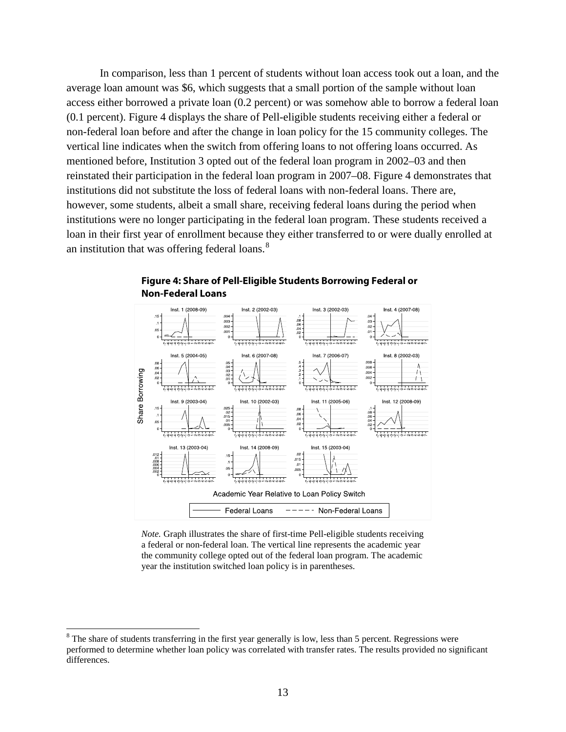In comparison, less than 1 percent of students without loan access took out a loan, and the average loan amount was $6, which suggests that a small portion of the sample without loan access either borrowed a private loan (0.2 percent) or was somehow able to borrow a federal loan (0.1 percent). Figure 4 displays the share of Pell-eligible students receiving either a federal or non-federal loan before and after the change in loan policy for the 15 community colleges. The vertical line indicates when the switch from offering loans to not offering loans occurred. As mentioned before, Institution 3 opted out of the federal loan program in 2002–03 and then reinstated their participation in the federal loan program in 2007–08. Figure 4 demonstrates that institutions did not substitute the loss of federal loans with non-federal loans. There are, however, some students, albeit a small share, receiving federal loans during the period when institutions were no longer participating in the federal loan program. These students received a loan in their first year of enrollment because they either transferred to or were dually enrolled at an institution that was offering federal loans.[8]

**Figure 4: Share of Pell-Eligible Students Borrowing Federal or Non-Federal Loans**

*Note.* Graph illustrates the share of first-time Pell-eligible students receiving a federal or non-federal loan. The vertical line represents the academic year the community college opted out of the federal loan program. The academic year the institution switched loan policy is in parentheses.

[8] The share of students transferring in the first year generally is low, less than 5 percent. Regressions were performed to determine whether loan policy was correlated with transfer rates. The results provided no significant differences.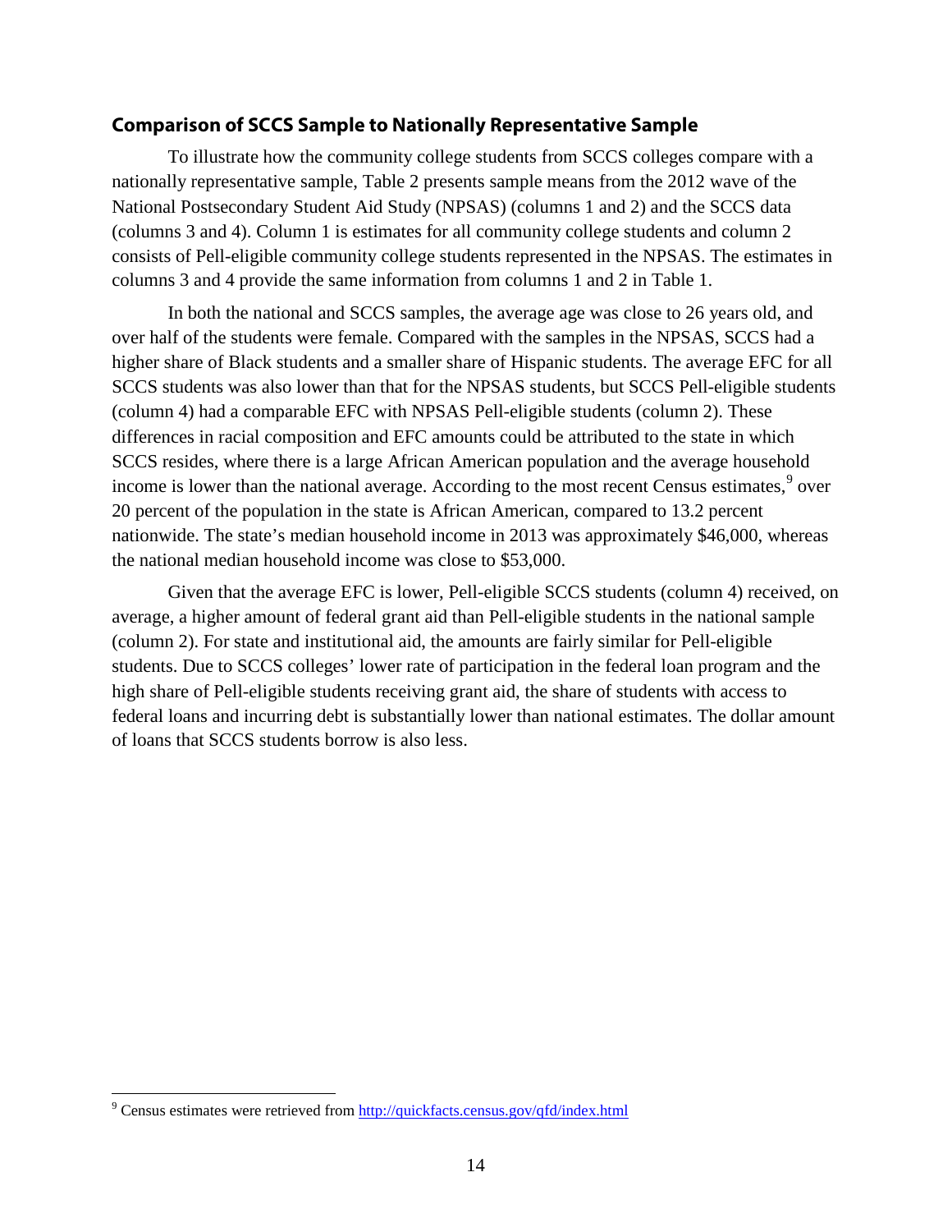### Comparison of SCCS Sample to Nationally Representative Sample

To illustrate how the community college students from SCCS colleges compare with a nationally representative sample, Table 2 presents sample means from the 2012 wave of the National Postsecondary Student Aid Study (NPSAS) (columns 1 and 2) and the SCCS data (columns 3 and 4). Column 1 is estimates for all community college students and column 2 consists of Pell-eligible community college students represented in the NPSAS. The estimates in columns 3 and 4 provide the same information from columns 1 and 2 in Table 1.

In both the national and SCCS samples, the average age was close to 26 years old, and over half of the students were female. Compared with the samples in the NPSAS, SCCS had a higher share of Black students and a smaller share of Hispanic students. The average EFC for all SCCS students was also lower than that for the NPSAS students, but SCCS Pell-eligible students (column 4) had a comparable EFC with NPSAS Pell-eligible students (column 2). These differences in racial composition and EFC amounts could be attributed to the state in which SCCS resides, where there is a large African American population and the average household income is lower than the national average. According to the most recent Census estimates,[9] over 20 percent of the population in the state is African American, compared to 13.2 percent nationwide. The state's median household income in 2013 was approximately $46,000, whereas the national median household income was close to $53,000.

Given that the average EFC is lower, Pell-eligible SCCS students (column 4) received, on average, a higher amount of federal grant aid than Pell-eligible students in the national sample (column 2). For state and institutional aid, the amounts are fairly similar for Pell-eligible students. Due to SCCS colleges' lower rate of participation in the federal loan program and the high share of Pell-eligible students receiving grant aid, the share of students with access to federal loans and incurring debt is substantially lower than national estimates. The dollar amount of loans that SCCS students borrow is also less.

---

[9] Census estimates were retrieved from http://quickfacts.census.gov/qfd/index.html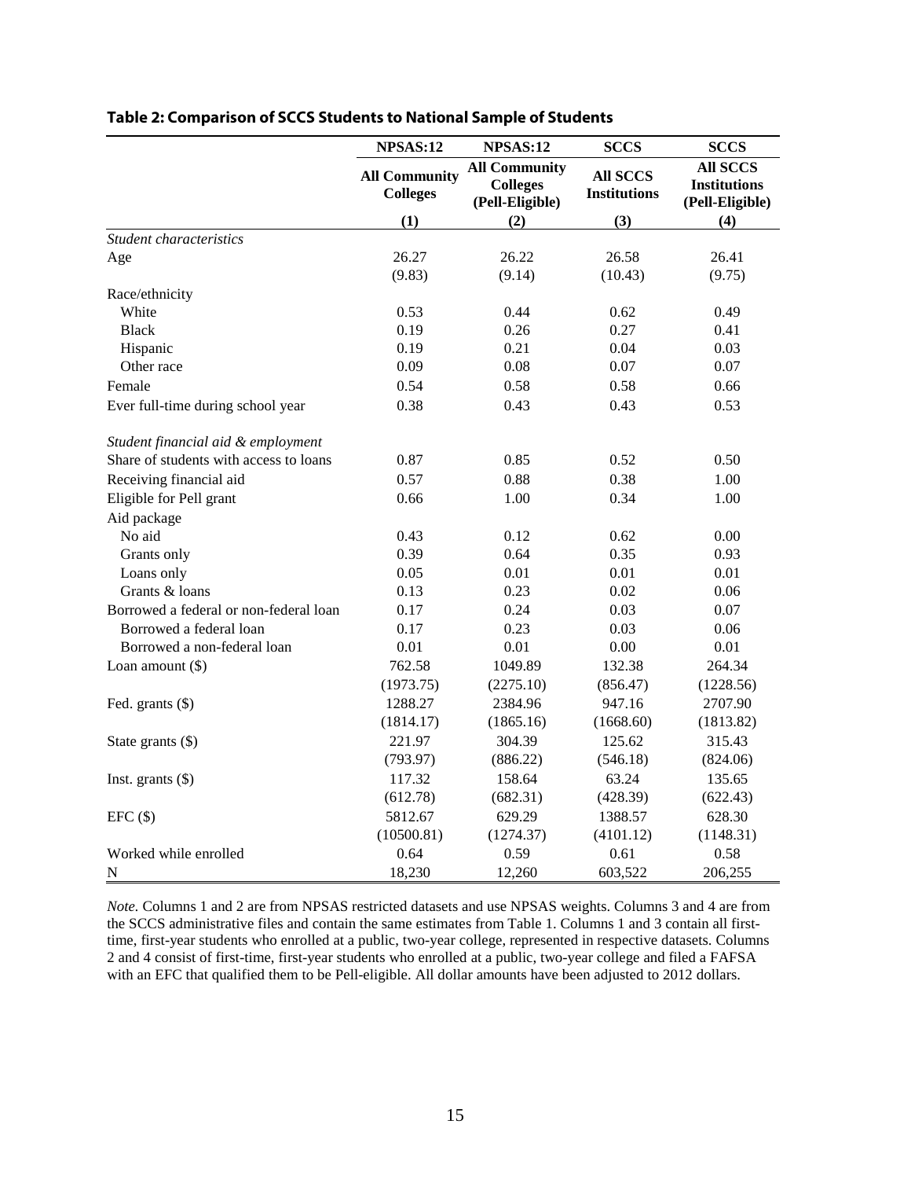## Table 2: Comparison of SCCS Students to National Sample of Students

| | NPSAS:12 | NPSAS:12 | SCCS | SCCS |
|---|---|---|---|---|
| | All Community Colleges | All Community Colleges (Pell-Eligible) | All SCCS Institutions | All SCCS Institutions (Pell-Eligible) |
| | (1) | (2) | (3) | (4) |
| *Student characteristics* | | | | |
| Age | 26.27 | 26.22 | 26.58 | 26.41 |
| | (9.83) | (9.14) | (10.43) | (9.75) |
| Race/ethnicity | | | | |
| White | 0.53 | 0.44 | 0.62 | 0.49 |
| Black | 0.19 | 0.26 | 0.27 | 0.41 |
| Hispanic | 0.19 | 0.21 | 0.04 | 0.03 |
| Other race | 0.09 | 0.08 | 0.07 | 0.07 |
| Female | 0.54 | 0.58 | 0.58 | 0.66 |
| Ever full-time during school year | 0.38 | 0.43 | 0.43 | 0.53 |
| *Student financial aid & employment* | | | | |
| Share of students with access to loans | 0.87 | 0.85 | 0.52 | 0.50 |
| Receiving financial aid | 0.57 | 0.88 | 0.38 | 1.00 |
| Eligible for Pell grant | 0.66 | 1.00 | 0.34 | 1.00 |
| Aid package | | | | |
| No aid | 0.43 | 0.12 | 0.62 | 0.00 |
| Grants only | 0.39 | 0.64 | 0.35 | 0.93 |
| Loans only | 0.05 | 0.01 | 0.01 | 0.01 |
| Grants & loans | 0.13 | 0.23 | 0.02 | 0.06 |
| Borrowed a federal or non-federal loan | 0.17 | 0.24 | 0.03 | 0.07 |
| Borrowed a federal loan | 0.17 | 0.23 | 0.03 | 0.06 |
| Borrowed a non-federal loan | 0.01 | 0.01 | 0.00 | 0.01 |
| Loan amount ($) | 762.58 | 1049.89 | 132.38 | 264.34 |
| | (1973.75) | (2275.10) | (856.47) | (1228.56) |
| Fed. grants ($) | 1288.27 | 2384.96 | 947.16 | 2707.90 |
| | (1814.17) | (1865.16) | (1668.60) | (1813.82) |
| State grants ($) | 221.97 | 304.39 | 125.62 | 315.43 |
| | (793.97) | (886.22) | (546.18) | (824.06) |
| Inst. grants ($) | 117.32 | 158.64 | 63.24 | 135.65 |
| | (612.78) | (682.31) | (428.39) | (622.43) |
| EFC ($) | 5812.67 | 629.29 | 1388.57 | 628.30 |
| | (10500.81) | (1274.37) | (4101.12) | (1148.31) |
| Worked while enrolled | 0.64 | 0.59 | 0.61 | 0.58 |
| N | 18,230 | 12,260 | 603,522 | 206,255 |

*Note.* Columns 1 and 2 are from NPSAS restricted datasets and use NPSAS weights. Columns 3 and 4 are from the SCCS administrative files and contain the same estimates from Table 1. Columns 1 and 3 contain all first-time, first-year students who enrolled at a public, two-year college, represented in respective datasets. Columns 2 and 4 consist of first-time, first-year students who enrolled at a public, two-year college and filed a FAFSA with an EFC that qualified them to be Pell-eligible. All dollar amounts have been adjusted to 2012 dollars.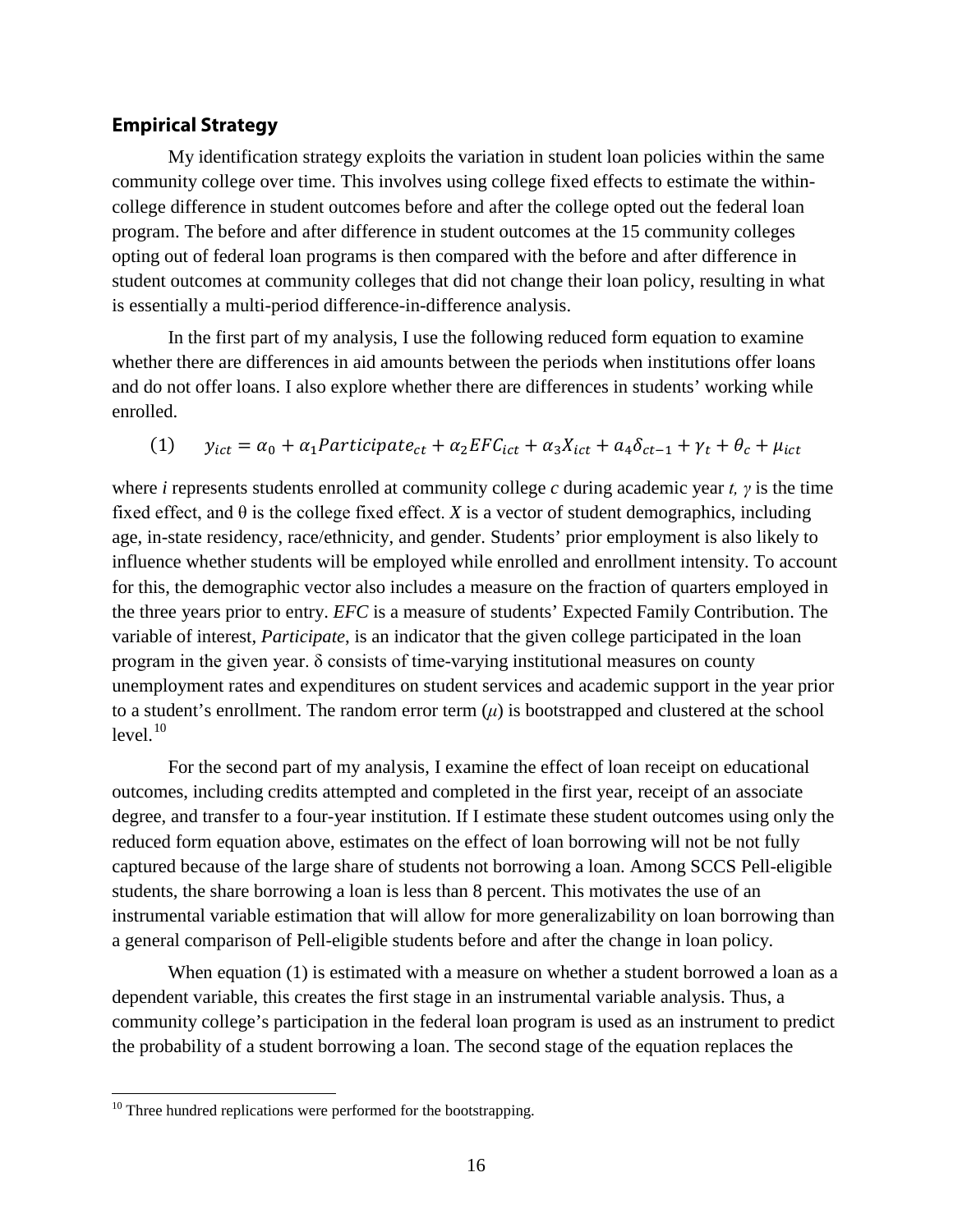## Empirical Strategy

My identification strategy exploits the variation in student loan policies within the same community college over time. This involves using college fixed effects to estimate the within-college difference in student outcomes before and after the college opted out the federal loan program. The before and after difference in student outcomes at the 15 community colleges opting out of federal loan programs is then compared with the before and after difference in student outcomes at community colleges that did not change their loan policy, resulting in what is essentially a multi-period difference-in-difference analysis.

In the first part of my analysis, I use the following reduced form equation to examine whether there are differences in aid amounts between the periods when institutions offer loans and do not offer loans. I also explore whether there are differences in students' working while enrolled.

$$(1) \qquad y_{ict} = \alpha_0 + \alpha_1 Participate_{ct} + \alpha_2 EFC_{ict} + \alpha_3 X_{ict} + a_4 \delta_{ct-1} + \gamma_t + \theta_c + \mu_{ict}$$

where *i* represents students enrolled at community college *c* during academic year *t*, $\gamma$ is the time fixed effect, and $\theta$ is the college fixed effect. *X* is a vector of student demographics, including age, in-state residency, race/ethnicity, and gender. Students' prior employment is also likely to influence whether students will be employed while enrolled and enrollment intensity. To account for this, the demographic vector also includes a measure on the fraction of quarters employed in the three years prior to entry. *EFC* is a measure of students' Expected Family Contribution. The variable of interest, *Participate*, is an indicator that the given college participated in the loan program in the given year. $\delta$ consists of time-varying institutional measures on county unemployment rates and expenditures on student services and academic support in the year prior to a student's enrollment. The random error term ($\mu$) is bootstrapped and clustered at the school level.[10]

For the second part of my analysis, I examine the effect of loan receipt on educational outcomes, including credits attempted and completed in the first year, receipt of an associate degree, and transfer to a four-year institution. If I estimate these student outcomes using only the reduced form equation above, estimates on the effect of loan borrowing will not be not fully captured because of the large share of students not borrowing a loan. Among SCCS Pell-eligible students, the share borrowing a loan is less than 8 percent. This motivates the use of an instrumental variable estimation that will allow for more generalizability on loan borrowing than a general comparison of Pell-eligible students before and after the change in loan policy.

When equation (1) is estimated with a measure on whether a student borrowed a loan as a dependent variable, this creates the first stage in an instrumental variable analysis. Thus, a community college's participation in the federal loan program is used as an instrument to predict the probability of a student borrowing a loan. The second stage of the equation replaces the

[10] Three hundred replications were performed for the bootstrapping.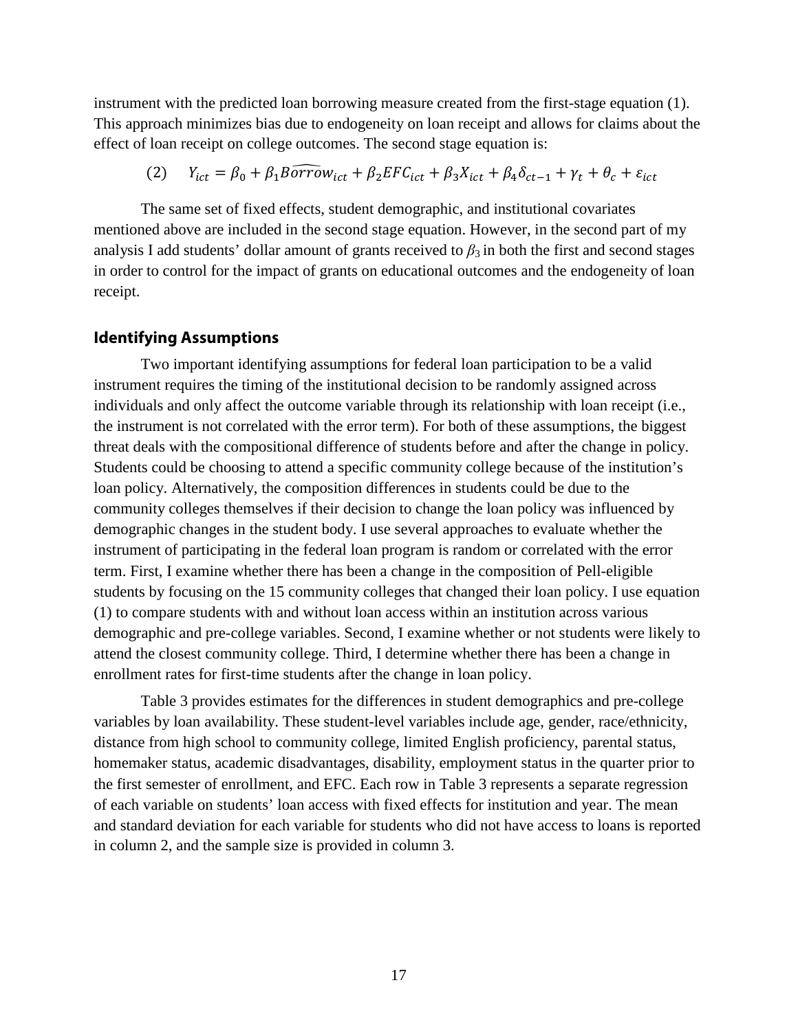instrument with the predicted loan borrowing measure created from the first-stage equation (1). This approach minimizes bias due to endogeneity on loan receipt and allows for claims about the effect of loan receipt on college outcomes. The second stage equation is:

$$(2) \quad Y_{ict} = \beta_0 + \beta_1 \widehat{Borrow}_{ict} + \beta_2 EFC_{ict} + \beta_3 X_{ict} + \beta_4 \delta_{ct-1} + \gamma_t + \theta_c + \varepsilon_{ict}$$

The same set of fixed effects, student demographic, and institutional covariates mentioned above are included in the second stage equation. However, in the second part of my analysis I add students' dollar amount of grants received to $\beta_3$ in both the first and second stages in order to control for the impact of grants on educational outcomes and the endogeneity of loan receipt.

## Identifying Assumptions

Two important identifying assumptions for federal loan participation to be a valid instrument requires the timing of the institutional decision to be randomly assigned across individuals and only affect the outcome variable through its relationship with loan receipt (i.e., the instrument is not correlated with the error term). For both of these assumptions, the biggest threat deals with the compositional difference of students before and after the change in policy. Students could be choosing to attend a specific community college because of the institution's loan policy. Alternatively, the composition differences in students could be due to the community colleges themselves if their decision to change the loan policy was influenced by demographic changes in the student body. I use several approaches to evaluate whether the instrument of participating in the federal loan program is random or correlated with the error term. First, I examine whether there has been a change in the composition of Pell-eligible students by focusing on the 15 community colleges that changed their loan policy. I use equation (1) to compare students with and without loan access within an institution across various demographic and pre-college variables. Second, I examine whether or not students were likely to attend the closest community college. Third, I determine whether there has been a change in enrollment rates for first-time students after the change in loan policy.

Table 3 provides estimates for the differences in student demographics and pre-college variables by loan availability. These student-level variables include age, gender, race/ethnicity, distance from high school to community college, limited English proficiency, parental status, homemaker status, academic disadvantages, disability, employment status in the quarter prior to the first semester of enrollment, and EFC. Each row in Table 3 represents a separate regression of each variable on students' loan access with fixed effects for institution and year. The mean and standard deviation for each variable for students who did not have access to loans is reported in column 2, and the sample size is provided in column 3.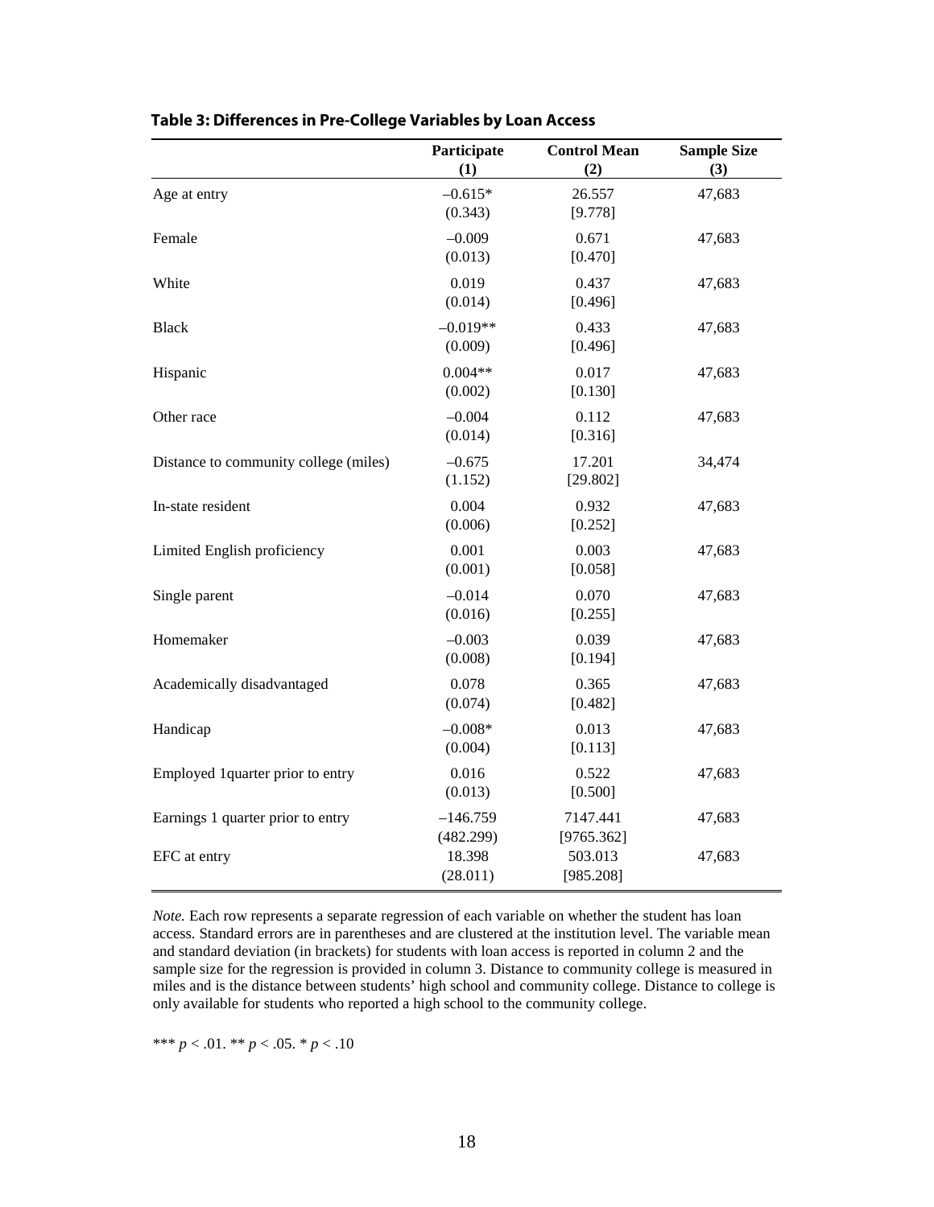**Table 3: Differences in Pre-College Variables by Loan Access**

| | Participate (1) | Control Mean (2) | Sample Size (3) |
|---|---|---|---|
| Age at entry | –0.615* | 26.557 | 47,683 |
| | (0.343) | [9.778] | |
| Female | –0.009 | 0.671 | 47,683 |
| | (0.013) | [0.470] | |
| White | 0.019 | 0.437 | 47,683 |
| | (0.014) | [0.496] | |
| Black | –0.019** | 0.433 | 47,683 |
| | (0.009) | [0.496] | |
| Hispanic | 0.004** | 0.017 | 47,683 |
| | (0.002) | [0.130] | |
| Other race | –0.004 | 0.112 | 47,683 |
| | (0.014) | [0.316] | |
| Distance to community college (miles) | –0.675 | 17.201 | 34,474 |
| | (1.152) | [29.802] | |
| In-state resident | 0.004 | 0.932 | 47,683 |
| | (0.006) | [0.252] | |
| Limited English proficiency | 0.001 | 0.003 | 47,683 |
| | (0.001) | [0.058] | |
| Single parent | –0.014 | 0.070 | 47,683 |
| | (0.016) | [0.255] | |
| Homemaker | –0.003 | 0.039 | 47,683 |
| | (0.008) | [0.194] | |
| Academically disadvantaged | 0.078 | 0.365 | 47,683 |
| | (0.074) | [0.482] | |
| Handicap | –0.008* | 0.013 | 47,683 |
| | (0.004) | [0.113] | |
| Employed 1quarter prior to entry | 0.016 | 0.522 | 47,683 |
| | (0.013) | [0.500] | |
| Earnings 1 quarter prior to entry | –146.759 | 7147.441 | 47,683 |
| | (482.299) | [9765.362] | |
| EFC at entry | 18.398 | 503.013 | 47,683 |
| | (28.011) | [985.208] | |

*Note.* Each row represents a separate regression of each variable on whether the student has loan access. Standard errors are in parentheses and are clustered at the institution level. The variable mean and standard deviation (in brackets) for students with loan access is reported in column 2 and the sample size for the regression is provided in column 3. Distance to community college is measured in miles and is the distance between students' high school and community college. Distance to college is only available for students who reported a high school to the community college.

*** $p < .01$. ** $p < .05$. * $p < .10$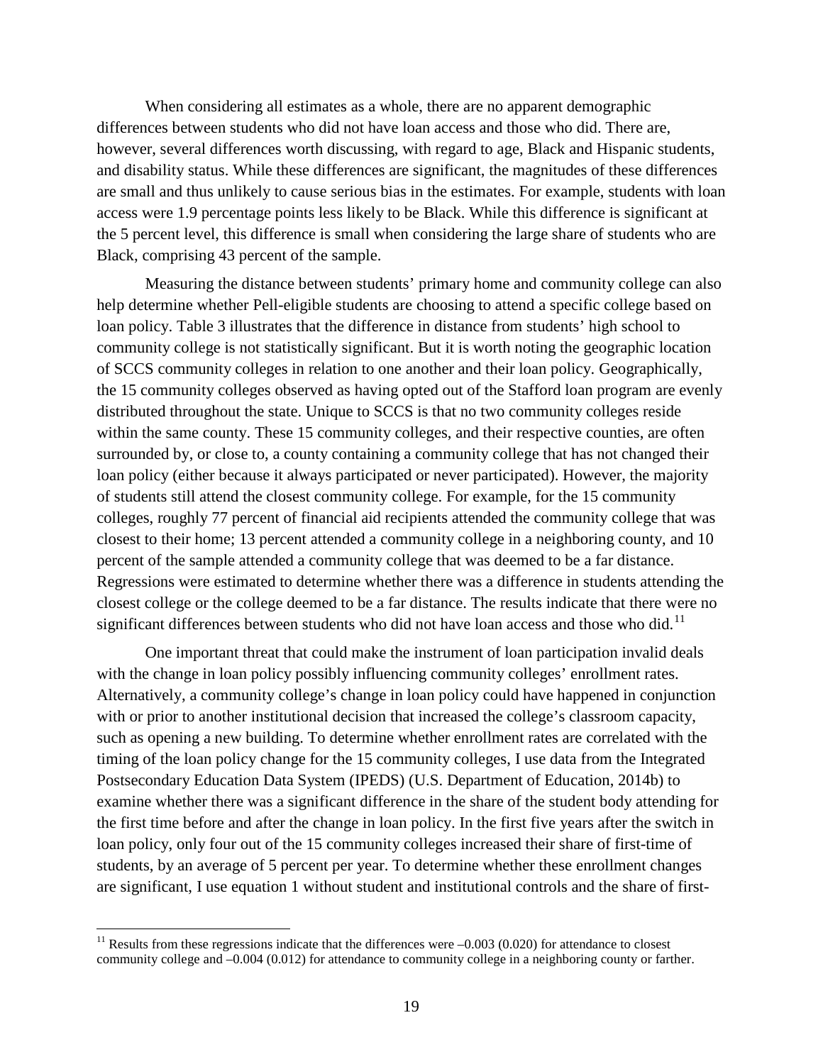When considering all estimates as a whole, there are no apparent demographic differences between students who did not have loan access and those who did. There are, however, several differences worth discussing, with regard to age, Black and Hispanic students, and disability status. While these differences are significant, the magnitudes of these differences are small and thus unlikely to cause serious bias in the estimates. For example, students with loan access were 1.9 percentage points less likely to be Black. While this difference is significant at the 5 percent level, this difference is small when considering the large share of students who are Black, comprising 43 percent of the sample.

Measuring the distance between students' primary home and community college can also help determine whether Pell-eligible students are choosing to attend a specific college based on loan policy. Table 3 illustrates that the difference in distance from students' high school to community college is not statistically significant. But it is worth noting the geographic location of SCCS community colleges in relation to one another and their loan policy. Geographically, the 15 community colleges observed as having opted out of the Stafford loan program are evenly distributed throughout the state. Unique to SCCS is that no two community colleges reside within the same county. These 15 community colleges, and their respective counties, are often surrounded by, or close to, a county containing a community college that has not changed their loan policy (either because it always participated or never participated). However, the majority of students still attend the closest community college. For example, for the 15 community colleges, roughly 77 percent of financial aid recipients attended the community college that was closest to their home; 13 percent attended a community college in a neighboring county, and 10 percent of the sample attended a community college that was deemed to be a far distance. Regressions were estimated to determine whether there was a difference in students attending the closest college or the college deemed to be a far distance. The results indicate that there were no significant differences between students who did not have loan access and those who did.[11]

One important threat that could make the instrument of loan participation invalid deals with the change in loan policy possibly influencing community colleges' enrollment rates. Alternatively, a community college's change in loan policy could have happened in conjunction with or prior to another institutional decision that increased the college's classroom capacity, such as opening a new building. To determine whether enrollment rates are correlated with the timing of the loan policy change for the 15 community colleges, I use data from the Integrated Postsecondary Education Data System (IPEDS) (U.S. Department of Education, 2014b) to examine whether there was a significant difference in the share of the student body attending for the first time before and after the change in loan policy. In the first five years after the switch in loan policy, only four out of the 15 community colleges increased their share of first-time of students, by an average of 5 percent per year. To determine whether these enrollment changes are significant, I use equation 1 without student and institutional controls and the share of first-

[11] Results from these regressions indicate that the differences were –0.003 (0.020) for attendance to closest community college and –0.004 (0.012) for attendance to community college in a neighboring county or farther.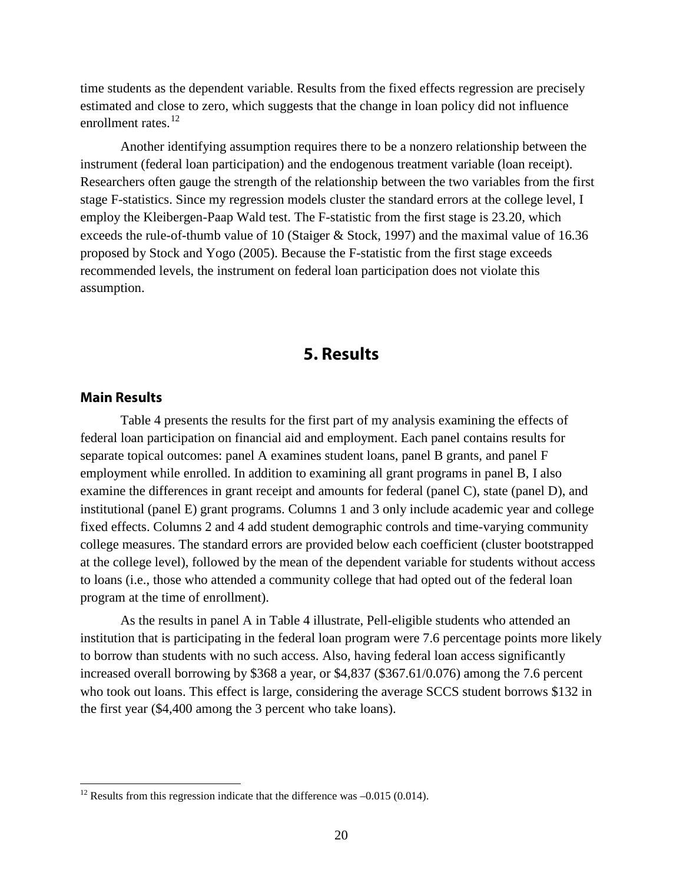time students as the dependent variable. Results from the fixed effects regression are precisely estimated and close to zero, which suggests that the change in loan policy did not influence enrollment rates.[12]

Another identifying assumption requires there to be a nonzero relationship between the instrument (federal loan participation) and the endogenous treatment variable (loan receipt). Researchers often gauge the strength of the relationship between the two variables from the first stage F-statistics. Since my regression models cluster the standard errors at the college level, I employ the Kleibergen-Paap Wald test. The F-statistic from the first stage is 23.20, which exceeds the rule-of-thumb value of 10 (Staiger & Stock, 1997) and the maximal value of 16.36 proposed by Stock and Yogo (2005). Because the F-statistic from the first stage exceeds recommended levels, the instrument on federal loan participation does not violate this assumption.

# 5. Results

## Main Results

Table 4 presents the results for the first part of my analysis examining the effects of federal loan participation on financial aid and employment. Each panel contains results for separate topical outcomes: panel A examines student loans, panel B grants, and panel F employment while enrolled. In addition to examining all grant programs in panel B, I also examine the differences in grant receipt and amounts for federal (panel C), state (panel D), and institutional (panel E) grant programs. Columns 1 and 3 only include academic year and college fixed effects. Columns 2 and 4 add student demographic controls and time-varying community college measures. The standard errors are provided below each coefficient (cluster bootstrapped at the college level), followed by the mean of the dependent variable for students without access to loans (i.e., those who attended a community college that had opted out of the federal loan program at the time of enrollment).

As the results in panel A in Table 4 illustrate, Pell-eligible students who attended an institution that is participating in the federal loan program were 7.6 percentage points more likely to borrow than students with no such access. Also, having federal loan access significantly increased overall borrowing by \$368 a year, or \$4,837 (\$367.61/0.076) among the 7.6 percent who took out loans. This effect is large, considering the average SCCS student borrows \$132 in the first year (\$4,400 among the 3 percent who take loans).

---

[12] Results from this regression indicate that the difference was –0.015 (0.014).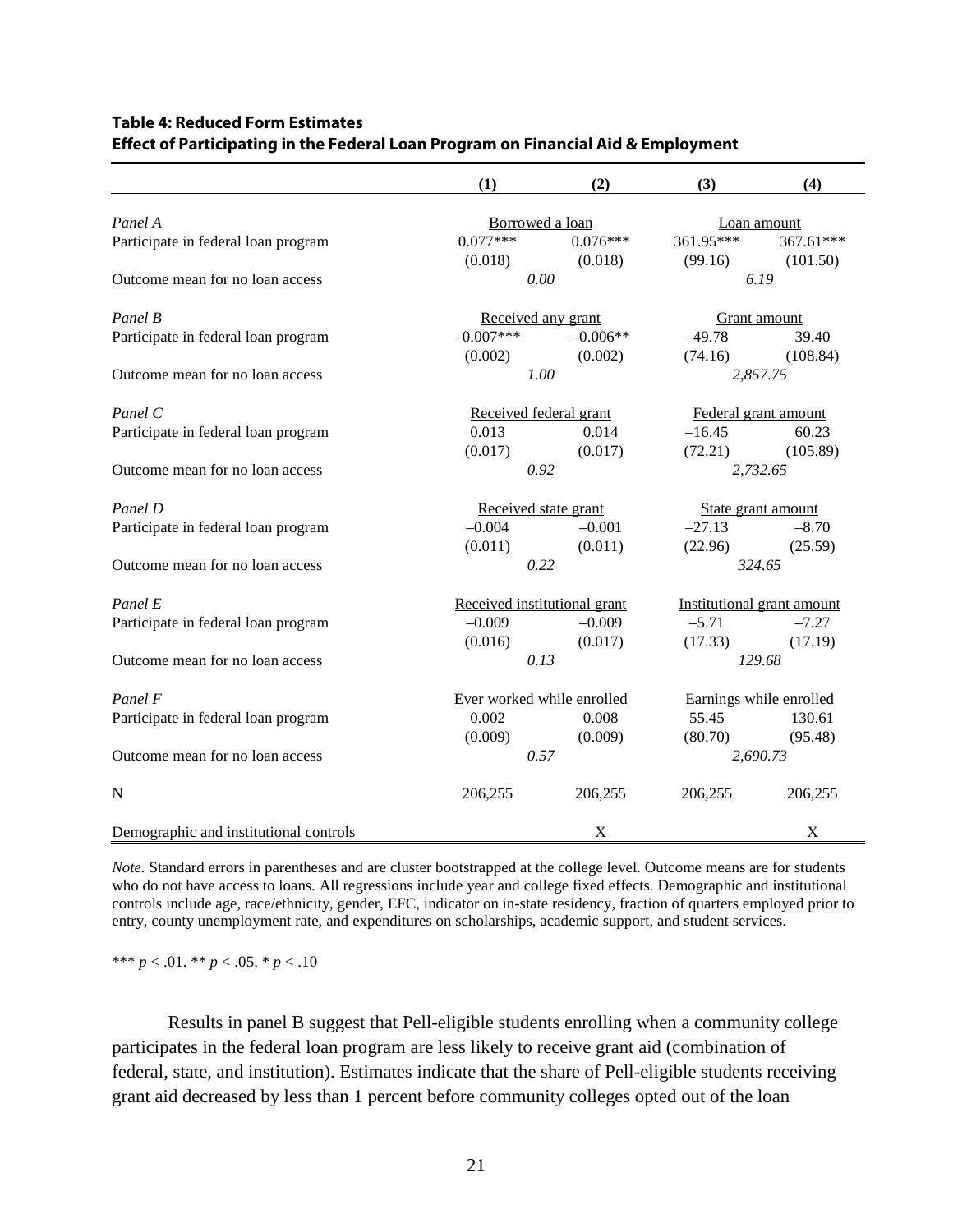**Table 4: Reduced Form Estimates**
**Effect of Participating in the Federal Loan Program on Financial Aid & Employment**

| | (1) | (2) | (3) | (4) |
|---|---|---|---|---|
| *Panel A* | Borrowed a loan | | Loan amount | |
| Participate in federal loan program | 0.077*** | 0.076*** | 361.95*** | 367.61*** |
| | (0.018) | (0.018) | (99.16) | (101.50) |
| Outcome mean for no loan access | *0.00* | | *6.19* | |
| *Panel B* | Received any grant | | Grant amount | |
| Participate in federal loan program | –0.007*** | –0.006** | –49.78 | 39.40 |
| | (0.002) | (0.002) | (74.16) | (108.84) |
| Outcome mean for no loan access | *1.00* | | *2,857.75* | |
| *Panel C* | Received federal grant | | Federal grant amount | |
| Participate in federal loan program | 0.013 | 0.014 | –16.45 | 60.23 |
| | (0.017) | (0.017) | (72.21) | (105.89) |
| Outcome mean for no loan access | *0.92* | | *2,732.65* | |
| *Panel D* | Received state grant | | State grant amount | |
| Participate in federal loan program | –0.004 | –0.001 | –27.13 | –8.70 |
| | (0.011) | (0.011) | (22.96) | (25.59) |
| Outcome mean for no loan access | *0.22* | | *324.65* | |
| *Panel E* | Received institutional grant | | Institutional grant amount | |
| Participate in federal loan program | –0.009 | –0.009 | –5.71 | –7.27 |
| | (0.016) | (0.017) | (17.33) | (17.19) |
| Outcome mean for no loan access | *0.13* | | *129.68* | |
| *Panel F* | Ever worked while enrolled | | Earnings while enrolled | |
| Participate in federal loan program | 0.002 | 0.008 | 55.45 | 130.61 |
| | (0.009) | (0.009) | (80.70) | (95.48) |
| Outcome mean for no loan access | *0.57* | | *2,690.73* | |
| N | 206,255 | 206,255 | 206,255 | 206,255 |
| Demographic and institutional controls | | X | | X |

*Note.* Standard errors in parentheses and are cluster bootstrapped at the college level. Outcome means are for students who do not have access to loans. All regressions include year and college fixed effects. Demographic and institutional controls include age, race/ethnicity, gender, EFC, indicator on in-state residency, fraction of quarters employed prior to entry, county unemployment rate, and expenditures on scholarships, academic support, and student services.

*** $p < .01$. ** $p < .05$. * $p < .10$

Results in panel B suggest that Pell-eligible students enrolling when a community college participates in the federal loan program are less likely to receive grant aid (combination of federal, state, and institution). Estimates indicate that the share of Pell-eligible students receiving grant aid decreased by less than 1 percent before community colleges opted out of the loan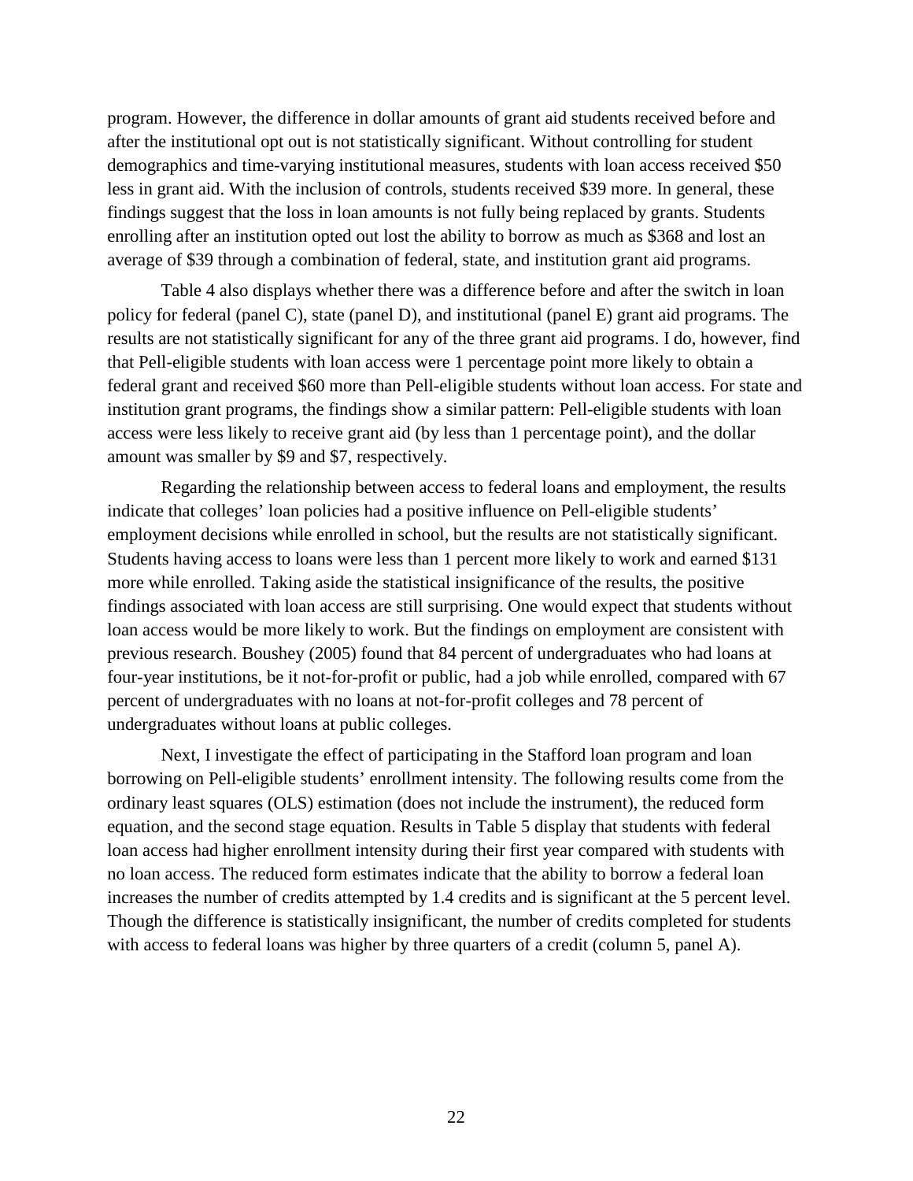program. However, the difference in dollar amounts of grant aid students received before and after the institutional opt out is not statistically significant. Without controlling for student demographics and time-varying institutional measures, students with loan access received $50 less in grant aid. With the inclusion of controls, students received $39 more. In general, these findings suggest that the loss in loan amounts is not fully being replaced by grants. Students enrolling after an institution opted out lost the ability to borrow as much as $368 and lost an average of $39 through a combination of federal, state, and institution grant aid programs.

Table 4 also displays whether there was a difference before and after the switch in loan policy for federal (panel C), state (panel D), and institutional (panel E) grant aid programs. The results are not statistically significant for any of the three grant aid programs. I do, however, find that Pell-eligible students with loan access were 1 percentage point more likely to obtain a federal grant and received $60 more than Pell-eligible students without loan access. For state and institution grant programs, the findings show a similar pattern: Pell-eligible students with loan access were less likely to receive grant aid (by less than 1 percentage point), and the dollar amount was smaller by $9 and $7, respectively.

Regarding the relationship between access to federal loans and employment, the results indicate that colleges' loan policies had a positive influence on Pell-eligible students' employment decisions while enrolled in school, but the results are not statistically significant. Students having access to loans were less than 1 percent more likely to work and earned $131 more while enrolled. Taking aside the statistical insignificance of the results, the positive findings associated with loan access are still surprising. One would expect that students without loan access would be more likely to work. But the findings on employment are consistent with previous research. Boushey (2005) found that 84 percent of undergraduates who had loans at four-year institutions, be it not-for-profit or public, had a job while enrolled, compared with 67 percent of undergraduates with no loans at not-for-profit colleges and 78 percent of undergraduates without loans at public colleges.

Next, I investigate the effect of participating in the Stafford loan program and loan borrowing on Pell-eligible students' enrollment intensity. The following results come from the ordinary least squares (OLS) estimation (does not include the instrument), the reduced form equation, and the second stage equation. Results in Table 5 display that students with federal loan access had higher enrollment intensity during their first year compared with students with no loan access. The reduced form estimates indicate that the ability to borrow a federal loan increases the number of credits attempted by 1.4 credits and is significant at the 5 percent level. Though the difference is statistically insignificant, the number of credits completed for students with access to federal loans was higher by three quarters of a credit (column 5, panel A).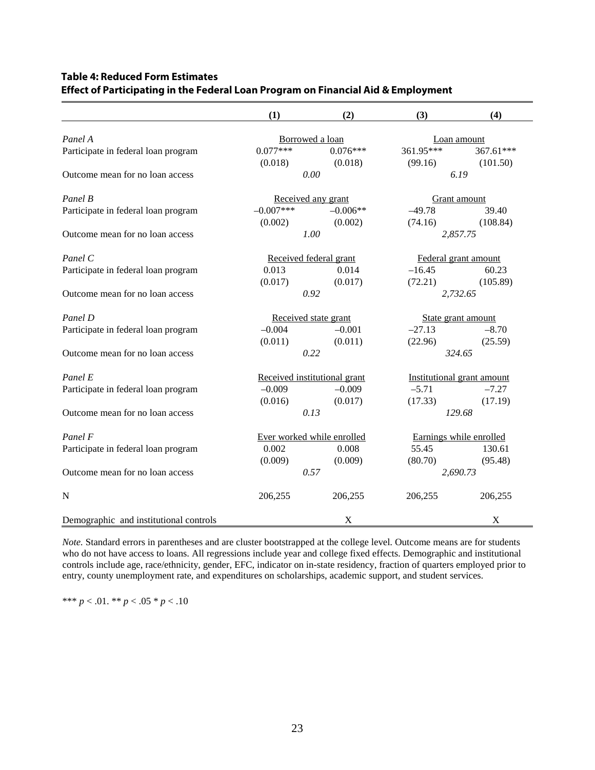**Table 4: Reduced Form Estimates**
**Effect of Participating in the Federal Loan Program on Financial Aid & Employment**

| | (1) | (2) | (3) | (4) |
|---|---|---|---|---|
| *Panel A* | Borrowed a loan | | Loan amount | |
| Participate in federal loan program | 0.077*** | 0.076*** | 361.95*** | 367.61*** |
| | (0.018) | (0.018) | (99.16) | (101.50) |
| Outcome mean for no loan access | *0.00* | | *6.19* | |
| *Panel B* | Received any grant | | Grant amount | |
| Participate in federal loan program | –0.007*** | –0.006** | –49.78 | 39.40 |
| | (0.002) | (0.002) | (74.16) | (108.84) |
| Outcome mean for no loan access | *1.00* | | *2,857.75* | |
| *Panel C* | Received federal grant | | Federal grant amount | |
| Participate in federal loan program | 0.013 | 0.014 | –16.45 | 60.23 |
| | (0.017) | (0.017) | (72.21) | (105.89) |
| Outcome mean for no loan access | *0.92* | | *2,732.65* | |
| *Panel D* | Received state grant | | State grant amount | |
| Participate in federal loan program | –0.004 | –0.001 | –27.13 | –8.70 |
| | (0.011) | (0.011) | (22.96) | (25.59) |
| Outcome mean for no loan access | *0.22* | | *324.65* | |
| *Panel E* | Received institutional grant | | Institutional grant amount | |
| Participate in federal loan program | –0.009 | –0.009 | –5.71 | –7.27 |
| | (0.016) | (0.017) | (17.33) | (17.19) |
| Outcome mean for no loan access | *0.13* | | *129.68* | |
| *Panel F* | Ever worked while enrolled | | Earnings while enrolled | |
| Participate in federal loan program | 0.002 | 0.008 | 55.45 | 130.61 |
| | (0.009) | (0.009) | (80.70) | (95.48) |
| Outcome mean for no loan access | *0.57* | | *2,690.73* | |
| N | 206,255 | 206,255 | 206,255 | 206,255 |
| Demographic and institutional controls | | X | | X |

*Note.* Standard errors in parentheses and are cluster bootstrapped at the college level. Outcome means are for students who do not have access to loans. All regressions include year and college fixed effects. Demographic and institutional controls include age, race/ethnicity, gender, EFC, indicator on in-state residency, fraction of quarters employed prior to entry, county unemployment rate, and expenditures on scholarships, academic support, and student services.

*** $p < .01$. ** $p < .05$ * $p < .10$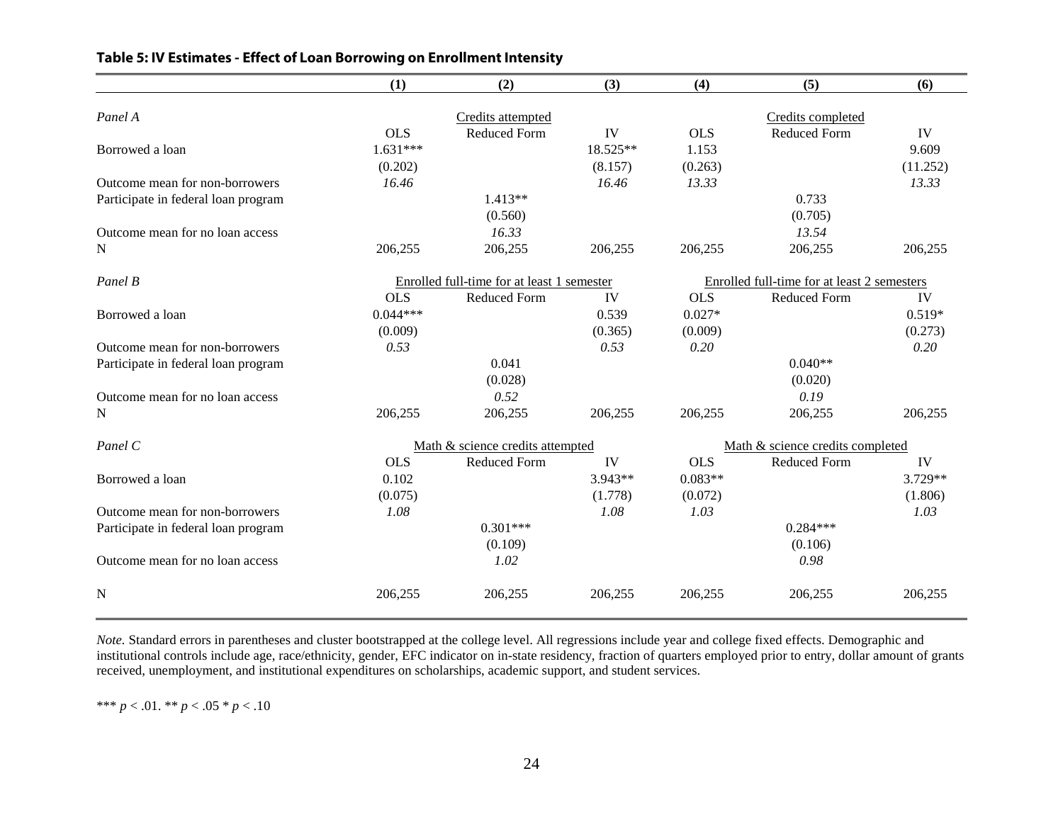**Table 5: IV Estimates - Effect of Loan Borrowing on Enrollment Intensity**

| | (1) | (2) | (3) | (4) | (5) | (6) |
|---|---|---|---|---|---|---|
| *Panel A* | Credits attempted | | | Credits completed | | |
| | OLS | Reduced Form | IV | OLS | Reduced Form | IV |
| Borrowed a loan | 1.631*** | | 18.525** | 1.153 | | 9.609 |
| | (0.202) | | (8.157) | (0.263) | | (11.252) |
| Outcome mean for non-borrowers | *16.46* | | *16.46* | *13.33* | | *13.33* |
| Participate in federal loan program | | 1.413** | | | 0.733 | |
| | | (0.560) | | | (0.705) | |
| Outcome mean for no loan access | | *16.33* | | | *13.54* | |
| N | 206,255 | 206,255 | 206,255 | 206,255 | 206,255 | 206,255 |
| *Panel B* | Enrolled full-time for at least 1 semester | | | Enrolled full-time for at least 2 semesters | | |
| | OLS | Reduced Form | IV | OLS | Reduced Form | IV |
| Borrowed a loan | 0.044*** | | 0.539 | 0.027* | | 0.519* |
| | (0.009) | | (0.365) | (0.009) | | (0.273) |
| Outcome mean for non-borrowers | *0.53* | | *0.53* | *0.20* | | *0.20* |
| Participate in federal loan program | | 0.041 | | | 0.040** | |
| | | (0.028) | | | (0.020) | |
| Outcome mean for no loan access | | *0.52* | | | *0.19* | |
| N | 206,255 | 206,255 | 206,255 | 206,255 | 206,255 | 206,255 |
| *Panel C* | Math & science credits attempted | | | Math & science credits completed | | |
| | OLS | Reduced Form | IV | OLS | Reduced Form | IV |
| Borrowed a loan | 0.102 | | 3.943** | 0.083** | | 3.729** |
| | (0.075) | | (1.778) | (0.072) | | (1.806) |
| Outcome mean for non-borrowers | *1.08* | | *1.08* | *1.03* | | *1.03* |
| Participate in federal loan program | | 0.301*** | | | 0.284*** | |
| | | (0.109) | | | (0.106) | |
| Outcome mean for no loan access | | *1.02* | | | *0.98* | |
| N | 206,255 | 206,255 | 206,255 | 206,255 | 206,255 | 206,255 |

*Note.* Standard errors in parentheses and cluster bootstrapped at the college level. All regressions include year and college fixed effects. Demographic and institutional controls include age, race/ethnicity, gender, EFC indicator on in-state residency, fraction of quarters employed prior to entry, dollar amount of grants received, unemployment, and institutional expenditures on scholarships, academic support, and student services.

*** $p < .01$. ** $p < .05$ * $p < .10$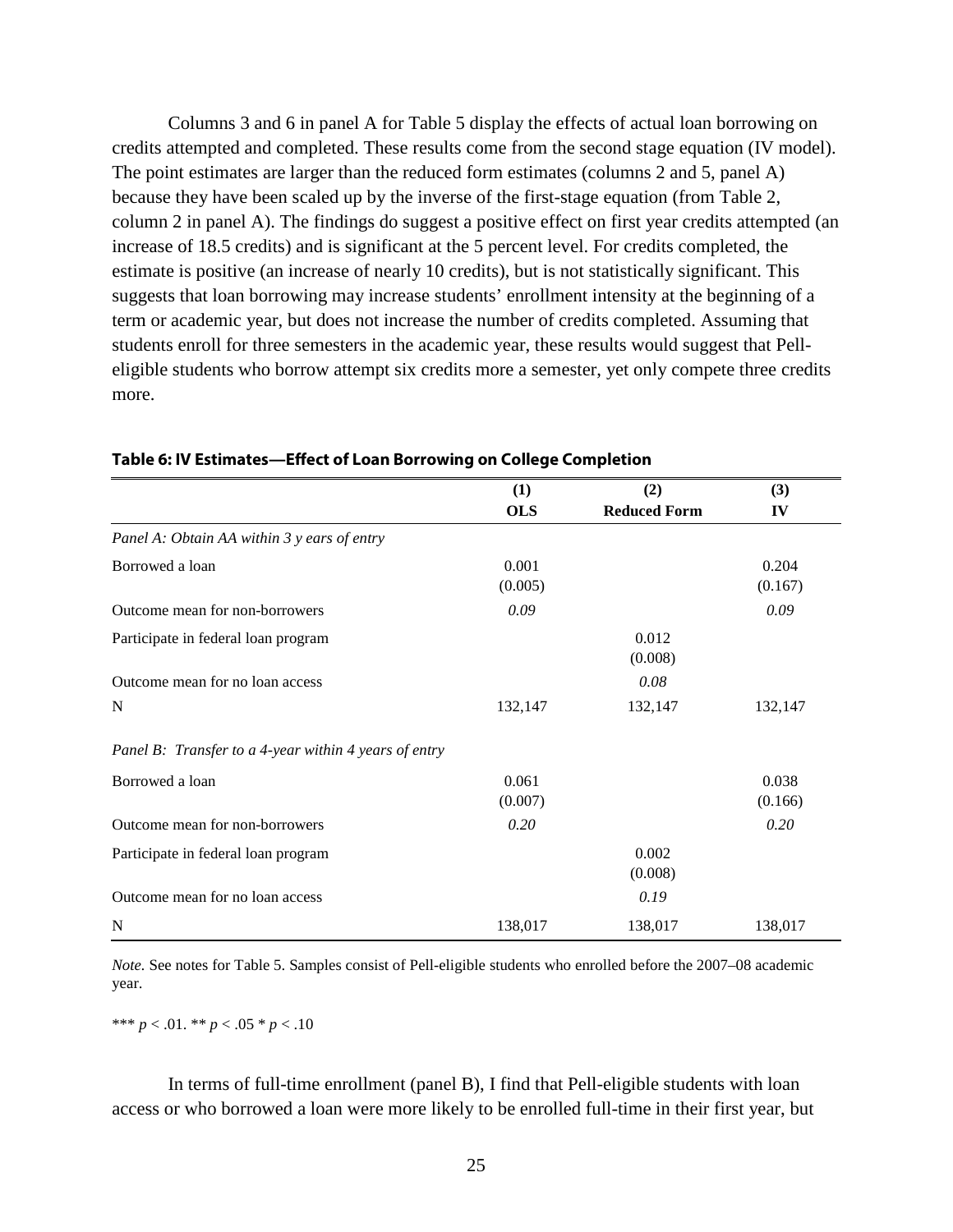Columns 3 and 6 in panel A for Table 5 display the effects of actual loan borrowing on credits attempted and completed. These results come from the second stage equation (IV model). The point estimates are larger than the reduced form estimates (columns 2 and 5, panel A) because they have been scaled up by the inverse of the first-stage equation (from Table 2, column 2 in panel A). The findings do suggest a positive effect on first year credits attempted (an increase of 18.5 credits) and is significant at the 5 percent level. For credits completed, the estimate is positive (an increase of nearly 10 credits), but is not statistically significant. This suggests that loan borrowing may increase students' enrollment intensity at the beginning of a term or academic year, but does not increase the number of credits completed. Assuming that students enroll for three semesters in the academic year, these results would suggest that Pell-eligible students who borrow attempt six credits more a semester, yet only compete three credits more.

**Table 6: IV Estimates—Effect of Loan Borrowing on College Completion**

| | (1) OLS | (2) Reduced Form | (3) IV |
|---|---|---|---|
| *Panel A: Obtain AA within 3 y ears of entry* | | | |
| Borrowed a loan | 0.001 (0.005) | | 0.204 (0.167) |
| Outcome mean for non-borrowers | *0.09* | | *0.09* |
| Participate in federal loan program | | 0.012 (0.008) | |
| Outcome mean for no loan access | | *0.08* | |
| N | 132,147 | 132,147 | 132,147 |
| *Panel B: Transfer to a 4-year within 4 years of entry* | | | |
| Borrowed a loan | 0.061 (0.007) | | 0.038 (0.166) |
| Outcome mean for non-borrowers | *0.20* | | *0.20* |
| Participate in federal loan program | | 0.002 (0.008) | |
| Outcome mean for no loan access | | *0.19* | |
| N | 138,017 | 138,017 | 138,017 |

*Note.* See notes for Table 5. Samples consist of Pell-eligible students who enrolled before the 2007–08 academic year.

\*\*\* $p < .01$. \*\* $p < .05$ \* $p < .10$

In terms of full-time enrollment (panel B), I find that Pell-eligible students with loan access or who borrowed a loan were more likely to be enrolled full-time in their first year, but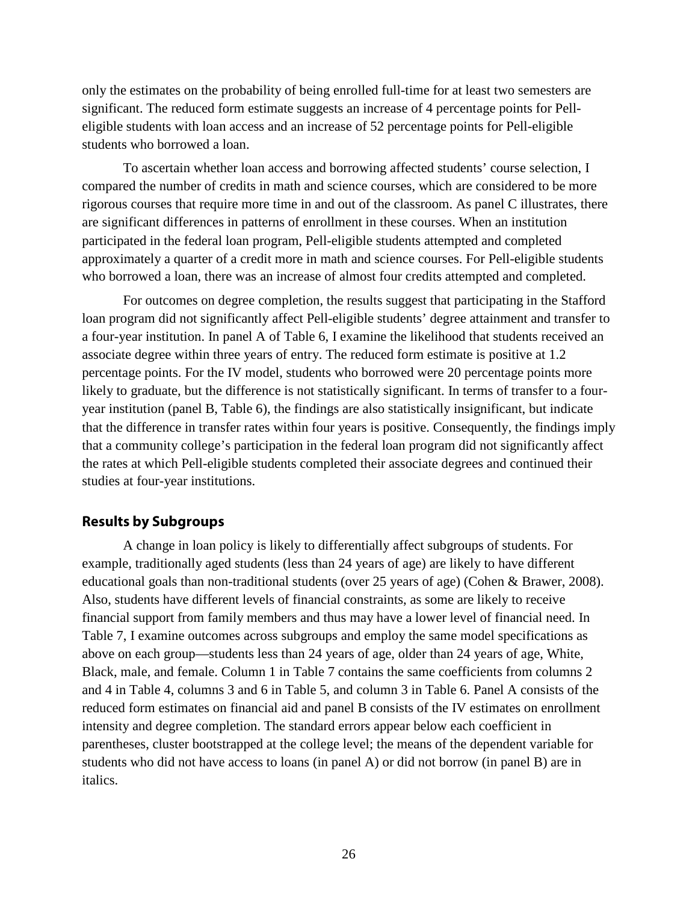only the estimates on the probability of being enrolled full-time for at least two semesters are significant. The reduced form estimate suggests an increase of 4 percentage points for Pell-eligible students with loan access and an increase of 52 percentage points for Pell-eligible students who borrowed a loan.

To ascertain whether loan access and borrowing affected students' course selection, I compared the number of credits in math and science courses, which are considered to be more rigorous courses that require more time in and out of the classroom. As panel C illustrates, there are significant differences in patterns of enrollment in these courses. When an institution participated in the federal loan program, Pell-eligible students attempted and completed approximately a quarter of a credit more in math and science courses. For Pell-eligible students who borrowed a loan, there was an increase of almost four credits attempted and completed.

For outcomes on degree completion, the results suggest that participating in the Stafford loan program did not significantly affect Pell-eligible students' degree attainment and transfer to a four-year institution. In panel A of Table 6, I examine the likelihood that students received an associate degree within three years of entry. The reduced form estimate is positive at 1.2 percentage points. For the IV model, students who borrowed were 20 percentage points more likely to graduate, but the difference is not statistically significant. In terms of transfer to a four-year institution (panel B, Table 6), the findings are also statistically insignificant, but indicate that the difference in transfer rates within four years is positive. Consequently, the findings imply that a community college's participation in the federal loan program did not significantly affect the rates at which Pell-eligible students completed their associate degrees and continued their studies at four-year institutions.

## Results by Subgroups

A change in loan policy is likely to differentially affect subgroups of students. For example, traditionally aged students (less than 24 years of age) are likely to have different educational goals than non-traditional students (over 25 years of age) (Cohen & Brawer, 2008). Also, students have different levels of financial constraints, as some are likely to receive financial support from family members and thus may have a lower level of financial need. In Table 7, I examine outcomes across subgroups and employ the same model specifications as above on each group—students less than 24 years of age, older than 24 years of age, White, Black, male, and female. Column 1 in Table 7 contains the same coefficients from columns 2 and 4 in Table 4, columns 3 and 6 in Table 5, and column 3 in Table 6. Panel A consists of the reduced form estimates on financial aid and panel B consists of the IV estimates on enrollment intensity and degree completion. The standard errors appear below each coefficient in parentheses, cluster bootstrapped at the college level; the means of the dependent variable for students who did not have access to loans (in panel A) or did not borrow (in panel B) are in italics.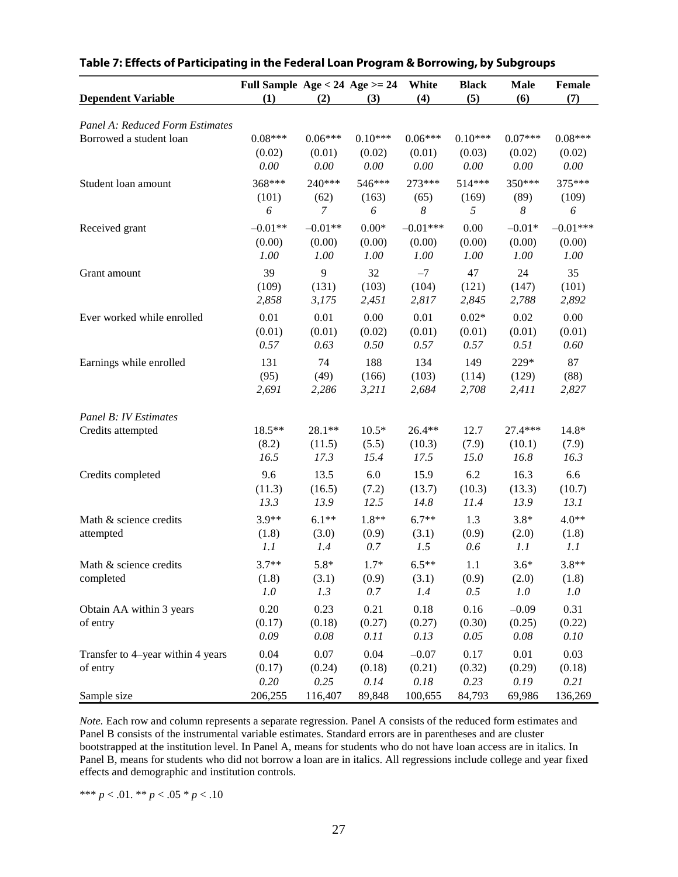## Table 7: Effects of Participating in the Federal Loan Program & Borrowing, by Subgroups

| Dependent Variable | Full Sample (1) | Age < 24 (2) | Age >= 24 (3) | White (4) | Black (5) | Male (6) | Female (7) |
|---|---|---|---|---|---|---|---|
| *Panel A: Reduced Form Estimates* | | | | | | | |
| Borrowed a student loan | 0.08*** | 0.06*** | 0.10*** | 0.06*** | 0.10*** | 0.07*** | 0.08*** |
| | (0.02) | (0.01) | (0.02) | (0.01) | (0.03) | (0.02) | (0.02) |
| | *0.00* | *0.00* | *0.00* | *0.00* | *0.00* | *0.00* | *0.00* |
| Student loan amount | 368*** | 240*** | 546*** | 273*** | 514*** | 350*** | 375*** |
| | (101) | (62) | (163) | (65) | (169) | (89) | (109) |
| | *6* | *7* | *6* | *8* | *5* | *8* | *6* |
| Received grant | –0.01** | –0.01** | 0.00* | –0.01*** | 0.00 | –0.01* | –0.01*** |
| | (0.00) | (0.00) | (0.00) | (0.00) | (0.00) | (0.00) | (0.00) |
| | *1.00* | *1.00* | *1.00* | *1.00* | *1.00* | *1.00* | *1.00* |
| Grant amount | 39 | 9 | 32 | –7 | 47 | 24 | 35 |
| | (109) | (131) | (103) | (104) | (121) | (147) | (101) |
| | *2,858* | *3,175* | *2,451* | *2,817* | *2,845* | *2,788* | *2,892* |
| Ever worked while enrolled | 0.01 | 0.01 | 0.00 | 0.01 | 0.02* | 0.02 | 0.00 |
| | (0.01) | (0.01) | (0.02) | (0.01) | (0.01) | (0.01) | (0.01) |
| | *0.57* | *0.63* | *0.50* | *0.57* | *0.57* | *0.51* | *0.60* |
| Earnings while enrolled | 131 | 74 | 188 | 134 | 149 | 229* | 87 |
| | (95) | (49) | (166) | (103) | (114) | (129) | (88) |
| | *2,691* | *2,286* | *3,211* | *2,684* | *2,708* | *2,411* | *2,827* |
| *Panel B: IV Estimates* | | | | | | | |
| Credits attempted | 18.5** | 28.1** | 10.5* | 26.4** | 12.7 | 27.4*** | 14.8* |
| | (8.2) | (11.5) | (5.5) | (10.3) | (7.9) | (10.1) | (7.9) |
| | *16.5* | *17.3* | *15.4* | *17.5* | *15.0* | *16.8* | *16.3* |
| Credits completed | 9.6 | 13.5 | 6.0 | 15.9 | 6.2 | 16.3 | 6.6 |
| | (11.3) | (16.5) | (7.2) | (13.7) | (10.3) | (13.3) | (10.7) |
| | *13.3* | *13.9* | *12.5* | *14.8* | *11.4* | *13.9* | *13.1* |
| Math & science credits attempted | 3.9** | 6.1** | 1.8** | 6.7** | 1.3 | 3.8* | 4.0** |
| | (1.8) | (3.0) | (0.9) | (3.1) | (0.9) | (2.0) | (1.8) |
| | *1.1* | *1.4* | *0.7* | *1.5* | *0.6* | *1.1* | *1.1* |
| Math & science credits completed | 3.7** | 5.8* | 1.7* | 6.5** | 1.1 | 3.6* | 3.8** |
| | (1.8) | (3.1) | (0.9) | (3.1) | (0.9) | (2.0) | (1.8) |
| | *1.0* | *1.3* | *0.7* | *1.4* | *0.5* | *1.0* | *1.0* |
| Obtain AA within 3 years of entry | 0.20 | 0.23 | 0.21 | 0.18 | 0.16 | –0.09 | 0.31 |
| | (0.17) | (0.18) | (0.27) | (0.27) | (0.30) | (0.25) | (0.22) |
| | *0.09* | *0.08* | *0.11* | *0.13* | *0.05* | *0.08* | *0.10* |
| Transfer to 4–year within 4 years of entry | 0.04 | 0.07 | 0.04 | –0.07 | 0.17 | 0.01 | 0.03 |
| | (0.17) | (0.24) | (0.18) | (0.21) | (0.32) | (0.29) | (0.18) |
| | *0.20* | *0.25* | *0.14* | *0.18* | *0.23* | *0.19* | *0.21* |
| Sample size | 206,255 | 116,407 | 89,848 | 100,655 | 84,793 | 69,986 | 136,269 |

*Note.* Each row and column represents a separate regression. Panel A consists of the reduced form estimates and Panel B consists of the instrumental variable estimates. Standard errors are in parentheses and are cluster bootstrapped at the institution level. In Panel A, means for students who do not have loan access are in italics. In Panel B, means for students who did not borrow a loan are in italics. All regressions include college and year fixed effects and demographic and institution controls.

*** $p < .01$. ** $p < .05$ * $p < .10$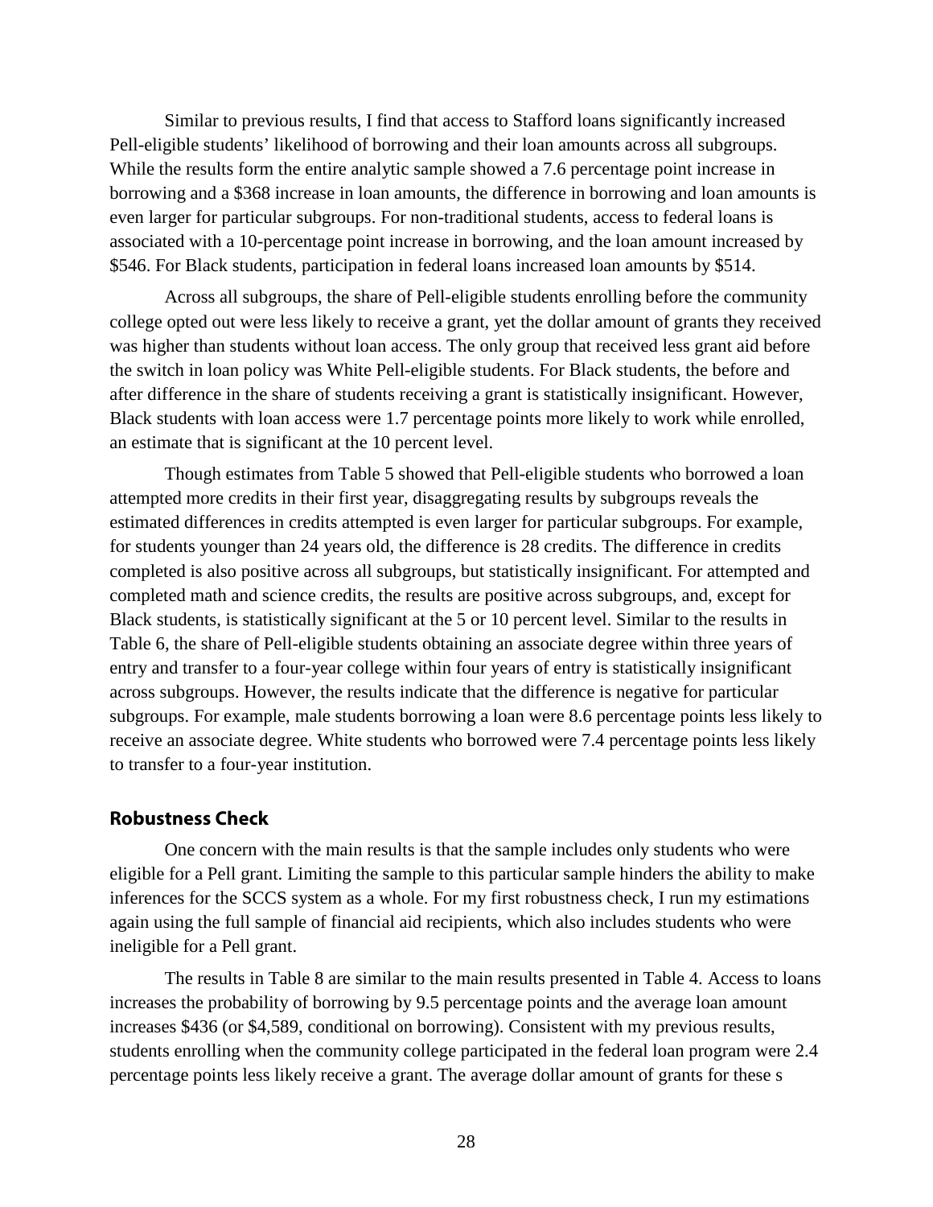Similar to previous results, I find that access to Stafford loans significantly increased Pell-eligible students' likelihood of borrowing and their loan amounts across all subgroups. While the results form the entire analytic sample showed a 7.6 percentage point increase in borrowing and a $368 increase in loan amounts, the difference in borrowing and loan amounts is even larger for particular subgroups. For non-traditional students, access to federal loans is associated with a 10-percentage point increase in borrowing, and the loan amount increased by $546. For Black students, participation in federal loans increased loan amounts by $514.

Across all subgroups, the share of Pell-eligible students enrolling before the community college opted out were less likely to receive a grant, yet the dollar amount of grants they received was higher than students without loan access. The only group that received less grant aid before the switch in loan policy was White Pell-eligible students. For Black students, the before and after difference in the share of students receiving a grant is statistically insignificant. However, Black students with loan access were 1.7 percentage points more likely to work while enrolled, an estimate that is significant at the 10 percent level.

Though estimates from Table 5 showed that Pell-eligible students who borrowed a loan attempted more credits in their first year, disaggregating results by subgroups reveals the estimated differences in credits attempted is even larger for particular subgroups. For example, for students younger than 24 years old, the difference is 28 credits. The difference in credits completed is also positive across all subgroups, but statistically insignificant. For attempted and completed math and science credits, the results are positive across subgroups, and, except for Black students, is statistically significant at the 5 or 10 percent level. Similar to the results in Table 6, the share of Pell-eligible students obtaining an associate degree within three years of entry and transfer to a four-year college within four years of entry is statistically insignificant across subgroups. However, the results indicate that the difference is negative for particular subgroups. For example, male students borrowing a loan were 8.6 percentage points less likely to receive an associate degree. White students who borrowed were 7.4 percentage points less likely to transfer to a four-year institution.

## Robustness Check

One concern with the main results is that the sample includes only students who were eligible for a Pell grant. Limiting the sample to this particular sample hinders the ability to make inferences for the SCCS system as a whole. For my first robustness check, I run my estimations again using the full sample of financial aid recipients, which also includes students who were ineligible for a Pell grant.

The results in Table 8 are similar to the main results presented in Table 4. Access to loans increases the probability of borrowing by 9.5 percentage points and the average loan amount increases $436 (or $4,589, conditional on borrowing). Consistent with my previous results, students enrolling when the community college participated in the federal loan program were 2.4 percentage points less likely receive a grant. The average dollar amount of grants for these s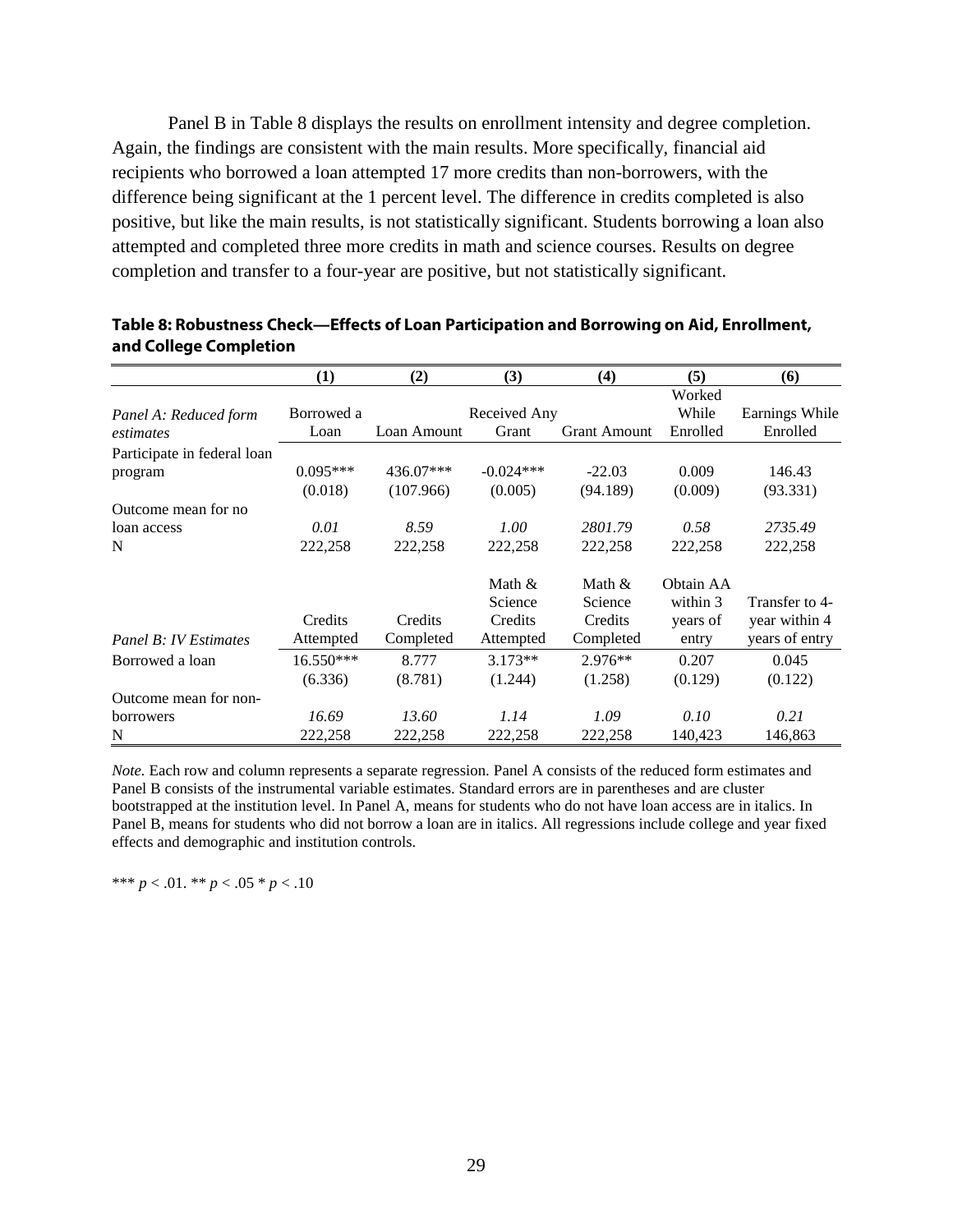Panel B in Table 8 displays the results on enrollment intensity and degree completion. Again, the findings are consistent with the main results. More specifically, financial aid recipients who borrowed a loan attempted 17 more credits than non-borrowers, with the difference being significant at the 1 percent level. The difference in credits completed is also positive, but like the main results, is not statistically significant. Students borrowing a loan also attempted and completed three more credits in math and science courses. Results on degree completion and transfer to a four-year are positive, but not statistically significant.

**Table 8: Robustness Check—Effects of Loan Participation and Borrowing on Aid, Enrollment, and College Completion**

| | (1) | (2) | (3) | (4) | (5) | (6) |
|---|---|---|---|---|---|---|
| *Panel A: Reduced form estimates* | Borrowed a Loan | Loan Amount | Received Any Grant | Grant Amount | Worked While Enrolled | Earnings While Enrolled |
| Participate in federal loan program | 0.095*** | 436.07*** | -0.024*** | -22.03 | 0.009 | 146.43 |
| | (0.018) | (107.966) | (0.005) | (94.189) | (0.009) | (93.331) |
| Outcome mean for no loan access | *0.01* | *8.59* | *1.00* | *2801.79* | *0.58* | *2735.49* |
| N | 222,258 | 222,258 | 222,258 | 222,258 | 222,258 | 222,258 |
| *Panel B: IV Estimates* | Credits Attempted | Credits Completed | Math & Science Credits Attempted | Math & Science Credits Completed | Obtain AA within 3 years of entry | Transfer to 4-year within 4 years of entry |
| Borrowed a loan | 16.550*** | 8.777 | 3.173** | 2.976** | 0.207 | 0.045 |
| | (6.336) | (8.781) | (1.244) | (1.258) | (0.129) | (0.122) |
| Outcome mean for non-borrowers | *16.69* | *13.60* | *1.14* | *1.09* | *0.10* | *0.21* |
| N | 222,258 | 222,258 | 222,258 | 222,258 | 140,423 | 146,863 |

*Note.* Each row and column represents a separate regression. Panel A consists of the reduced form estimates and Panel B consists of the instrumental variable estimates. Standard errors are in parentheses and are cluster bootstrapped at the institution level. In Panel A, means for students who do not have loan access are in italics. In Panel B, means for students who did not borrow a loan are in italics. All regressions include college and year fixed effects and demographic and institution controls.

*** $p < .01$. ** $p < .05$ * $p < .10$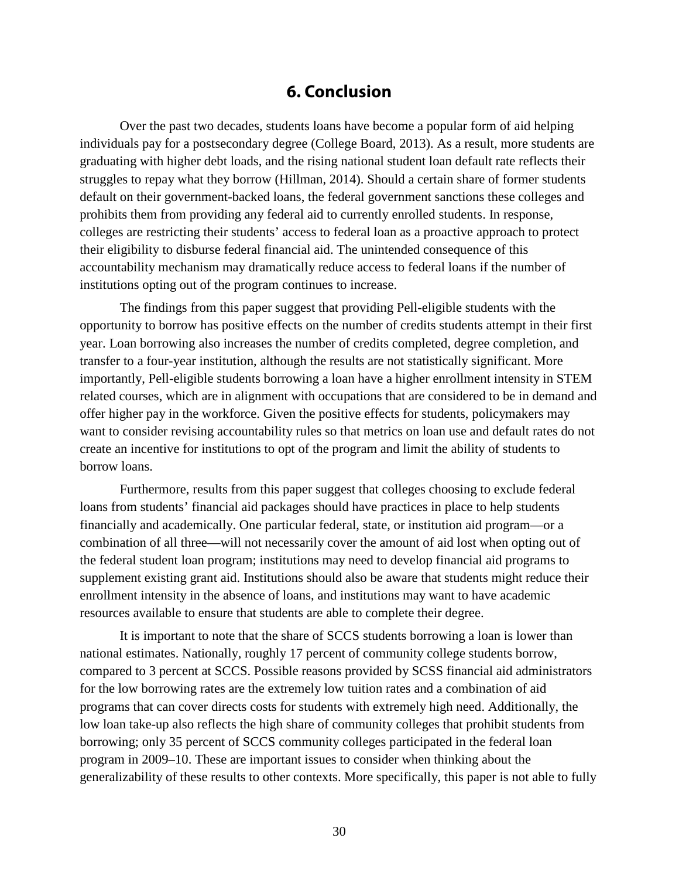# 6. Conclusion

Over the past two decades, students loans have become a popular form of aid helping individuals pay for a postsecondary degree (College Board, 2013). As a result, more students are graduating with higher debt loads, and the rising national student loan default rate reflects their struggles to repay what they borrow (Hillman, 2014). Should a certain share of former students default on their government-backed loans, the federal government sanctions these colleges and prohibits them from providing any federal aid to currently enrolled students. In response, colleges are restricting their students' access to federal loan as a proactive approach to protect their eligibility to disburse federal financial aid. The unintended consequence of this accountability mechanism may dramatically reduce access to federal loans if the number of institutions opting out of the program continues to increase.

The findings from this paper suggest that providing Pell-eligible students with the opportunity to borrow has positive effects on the number of credits students attempt in their first year. Loan borrowing also increases the number of credits completed, degree completion, and transfer to a four-year institution, although the results are not statistically significant. More importantly, Pell-eligible students borrowing a loan have a higher enrollment intensity in STEM related courses, which are in alignment with occupations that are considered to be in demand and offer higher pay in the workforce. Given the positive effects for students, policymakers may want to consider revising accountability rules so that metrics on loan use and default rates do not create an incentive for institutions to opt of the program and limit the ability of students to borrow loans.

Furthermore, results from this paper suggest that colleges choosing to exclude federal loans from students' financial aid packages should have practices in place to help students financially and academically. One particular federal, state, or institution aid program—or a combination of all three—will not necessarily cover the amount of aid lost when opting out of the federal student loan program; institutions may need to develop financial aid programs to supplement existing grant aid. Institutions should also be aware that students might reduce their enrollment intensity in the absence of loans, and institutions may want to have academic resources available to ensure that students are able to complete their degree.

It is important to note that the share of SCCS students borrowing a loan is lower than national estimates. Nationally, roughly 17 percent of community college students borrow, compared to 3 percent at SCCS. Possible reasons provided by SCSS financial aid administrators for the low borrowing rates are the extremely low tuition rates and a combination of aid programs that can cover directs costs for students with extremely high need. Additionally, the low loan take-up also reflects the high share of community colleges that prohibit students from borrowing; only 35 percent of SCCS community colleges participated in the federal loan program in 2009–10. These are important issues to consider when thinking about the generalizability of these results to other contexts. More specifically, this paper is not able to fully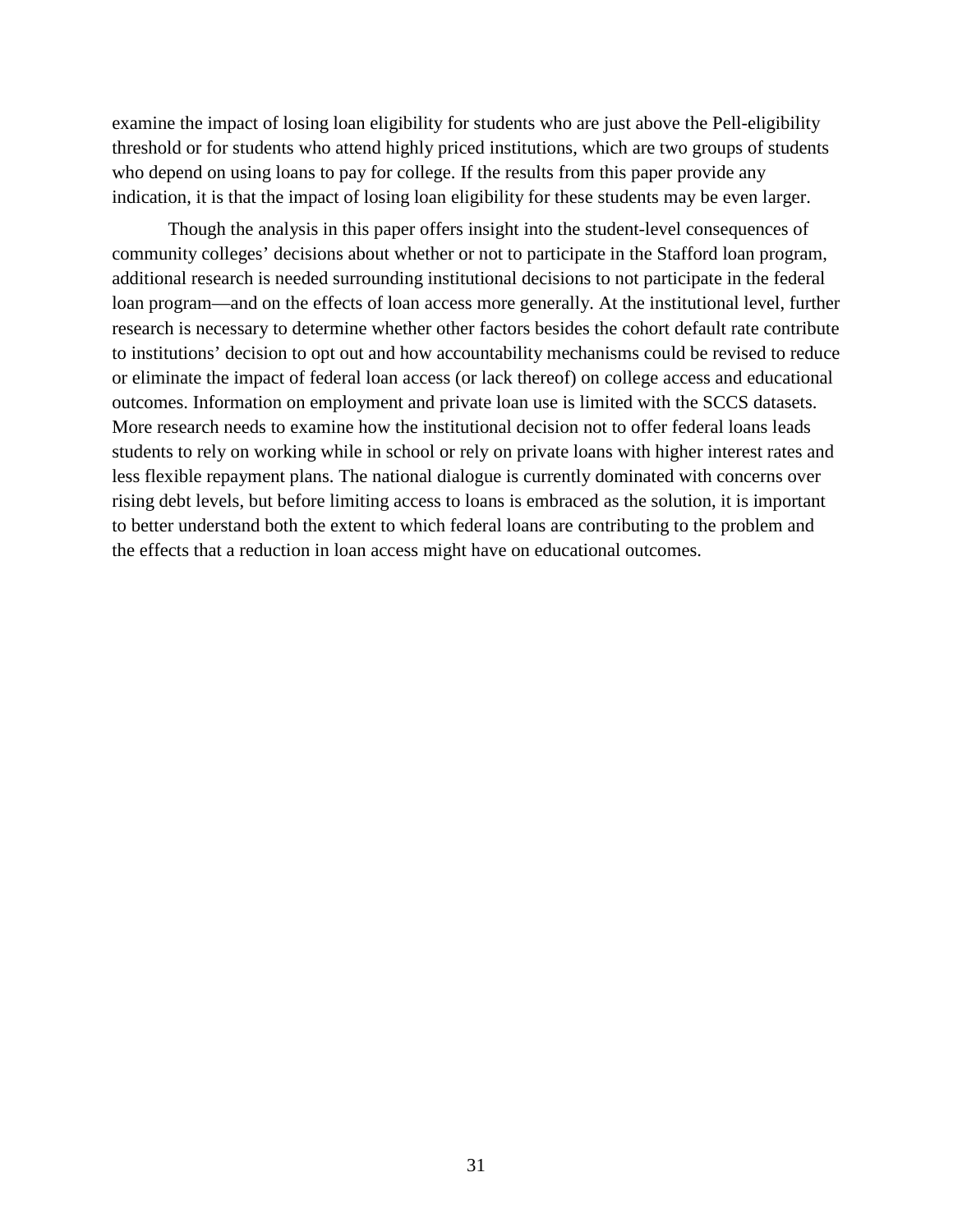examine the impact of losing loan eligibility for students who are just above the Pell-eligibility threshold or for students who attend highly priced institutions, which are two groups of students who depend on using loans to pay for college. If the results from this paper provide any indication, it is that the impact of losing loan eligibility for these students may be even larger.

Though the analysis in this paper offers insight into the student-level consequences of community colleges' decisions about whether or not to participate in the Stafford loan program, additional research is needed surrounding institutional decisions to not participate in the federal loan program—and on the effects of loan access more generally. At the institutional level, further research is necessary to determine whether other factors besides the cohort default rate contribute to institutions' decision to opt out and how accountability mechanisms could be revised to reduce or eliminate the impact of federal loan access (or lack thereof) on college access and educational outcomes. Information on employment and private loan use is limited with the SCCS datasets. More research needs to examine how the institutional decision not to offer federal loans leads students to rely on working while in school or rely on private loans with higher interest rates and less flexible repayment plans. The national dialogue is currently dominated with concerns over rising debt levels, but before limiting access to loans is embraced as the solution, it is important to better understand both the extent to which federal loans are contributing to the problem and the effects that a reduction in loan access might have on educational outcomes.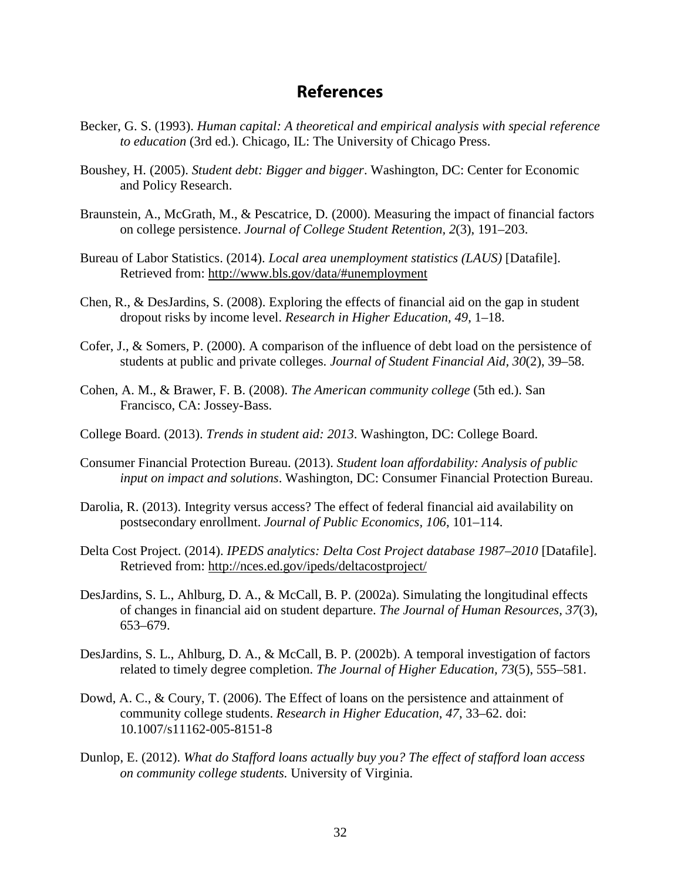## References

Becker, G. S. (1993). *Human capital: A theoretical and empirical analysis with special reference to education* (3rd ed.). Chicago, IL: The University of Chicago Press.

Boushey, H. (2005). *Student debt: Bigger and bigger*. Washington, DC: Center for Economic and Policy Research.

Braunstein, A., McGrath, M., & Pescatrice, D. (2000). Measuring the impact of financial factors on college persistence. *Journal of College Student Retention, 2*(3), 191–203.

Bureau of Labor Statistics. (2014). *Local area unemployment statistics (LAUS)* [Datafile]. Retrieved from: http://www.bls.gov/data/#unemployment

Chen, R., & DesJardins, S. (2008). Exploring the effects of financial aid on the gap in student dropout risks by income level. *Research in Higher Education, 49*, 1–18.

Cofer, J., & Somers, P. (2000). A comparison of the influence of debt load on the persistence of students at public and private colleges. *Journal of Student Financial Aid*, *30*(2), 39–58.

Cohen, A. M., & Brawer, F. B. (2008). *The American community college* (5th ed.). San Francisco, CA: Jossey-Bass.

College Board. (2013). *Trends in student aid: 2013*. Washington, DC: College Board.

Consumer Financial Protection Bureau. (2013). *Student loan affordability: Analysis of public input on impact and solutions*. Washington, DC: Consumer Financial Protection Bureau.

Darolia, R. (2013). Integrity versus access? The effect of federal financial aid availability on postsecondary enrollment. *Journal of Public Economics, 106*, 101–114.

Delta Cost Project. (2014). *IPEDS analytics: Delta Cost Project database 1987–2010* [Datafile]. Retrieved from: http://nces.ed.gov/ipeds/deltacostproject/

DesJardins, S. L., Ahlburg, D. A., & McCall, B. P. (2002a). Simulating the longitudinal effects of changes in financial aid on student departure. *The Journal of Human Resources, 37*(3), 653–679.

DesJardins, S. L., Ahlburg, D. A., & McCall, B. P. (2002b). A temporal investigation of factors related to timely degree completion. *The Journal of Higher Education, 73*(5), 555–581.

Dowd, A. C., & Coury, T. (2006). The Effect of loans on the persistence and attainment of community college students. *Research in Higher Education*, *47*, 33–62. doi: 10.1007/s11162-005-8151-8

Dunlop, E. (2012). *What do Stafford loans actually buy you? The effect of stafford loan access on community college students.* University of Virginia.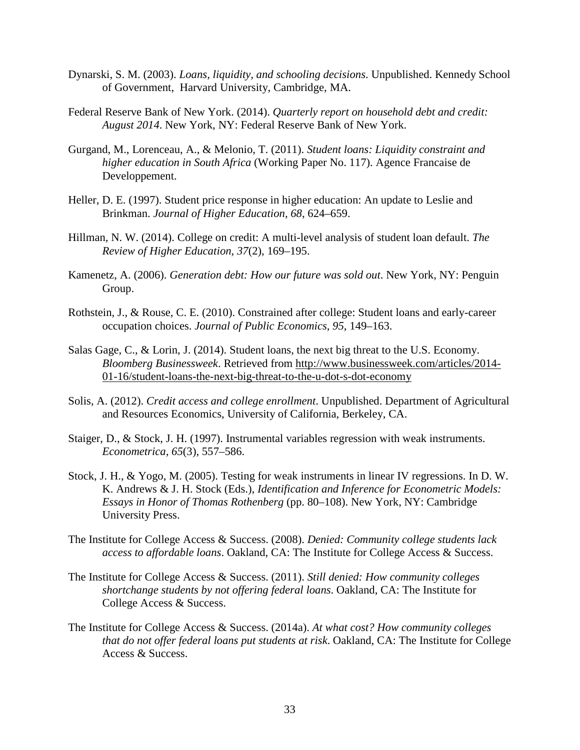Dynarski, S. M. (2003). *Loans, liquidity, and schooling decisions*. Unpublished. Kennedy School of Government, Harvard University, Cambridge, MA.

Federal Reserve Bank of New York. (2014). *Quarterly report on household debt and credit: August 2014*. New York, NY: Federal Reserve Bank of New York.

Gurgand, M., Lorenceau, A., & Melonio, T. (2011). *Student loans: Liquidity constraint and higher education in South Africa* (Working Paper No. 117). Agence Francaise de Developpement.

Heller, D. E. (1997). Student price response in higher education: An update to Leslie and Brinkman. *Journal of Higher Education, 68*, 624–659.

Hillman, N. W. (2014). College on credit: A multi-level analysis of student loan default. *The Review of Higher Education, 37*(2), 169–195.

Kamenetz, A. (2006). *Generation debt: How our future was sold out*. New York, NY: Penguin Group.

Rothstein, J., & Rouse, C. E. (2010). Constrained after college: Student loans and early-career occupation choices. *Journal of Public Economics, 95*, 149–163.

Salas Gage, C., & Lorin, J. (2014). Student loans, the next big threat to the U.S. Economy. *Bloomberg Businessweek*. Retrieved from http://www.businessweek.com/articles/2014-01-16/student-loans-the-next-big-threat-to-the-u-dot-s-dot-economy

Solis, A. (2012). *Credit access and college enrollment*. Unpublished. Department of Agricultural and Resources Economics, University of California, Berkeley, CA.

Staiger, D., & Stock, J. H. (1997). Instrumental variables regression with weak instruments. *Econometrica, 65*(3), 557–586.

Stock, J. H., & Yogo, M. (2005). Testing for weak instruments in linear IV regressions. In D. W. K. Andrews & J. H. Stock (Eds.), *Identification and Inference for Econometric Models: Essays in Honor of Thomas Rothenberg* (pp. 80–108). New York, NY: Cambridge University Press.

The Institute for College Access & Success. (2008). *Denied: Community college students lack access to affordable loans*. Oakland, CA: The Institute for College Access & Success.

The Institute for College Access & Success. (2011). *Still denied: How community colleges shortchange students by not offering federal loans*. Oakland, CA: The Institute for College Access & Success.

The Institute for College Access & Success. (2014a). *At what cost? How community colleges that do not offer federal loans put students at risk*. Oakland, CA: The Institute for College Access & Success.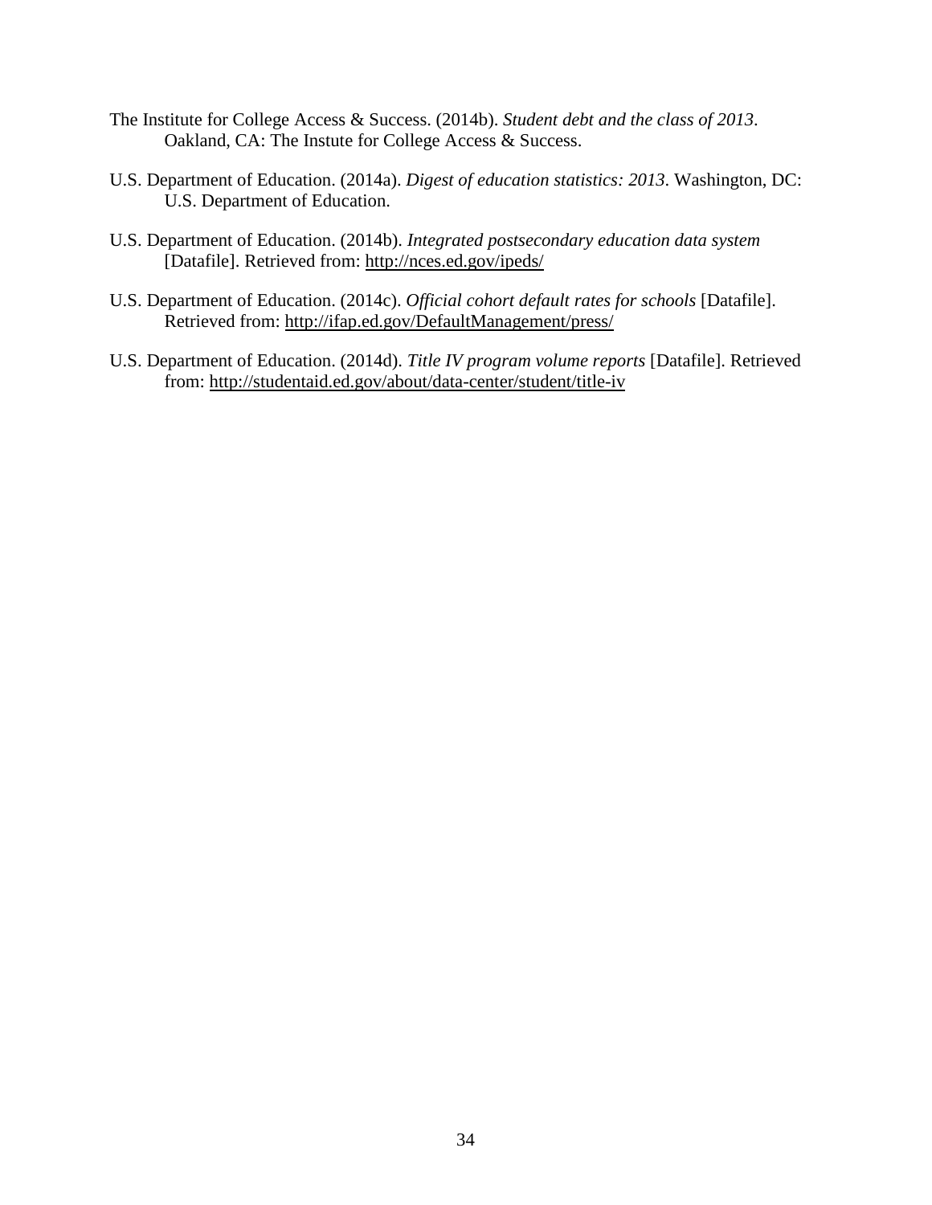The Institute for College Access & Success. (2014b). *Student debt and the class of 2013*. Oakland, CA: The Instute for College Access & Success.

U.S. Department of Education. (2014a). *Digest of education statistics: 2013*. Washington, DC: U.S. Department of Education.

U.S. Department of Education. (2014b). *Integrated postsecondary education data system* [Datafile]. Retrieved from: http://nces.ed.gov/ipeds/

U.S. Department of Education. (2014c). *Official cohort default rates for schools* [Datafile]. Retrieved from: http://ifap.ed.gov/DefaultManagement/press/

U.S. Department of Education. (2014d). *Title IV program volume reports* [Datafile]. Retrieved from: http://studentaid.ed.gov/about/data-center/student/title-iv